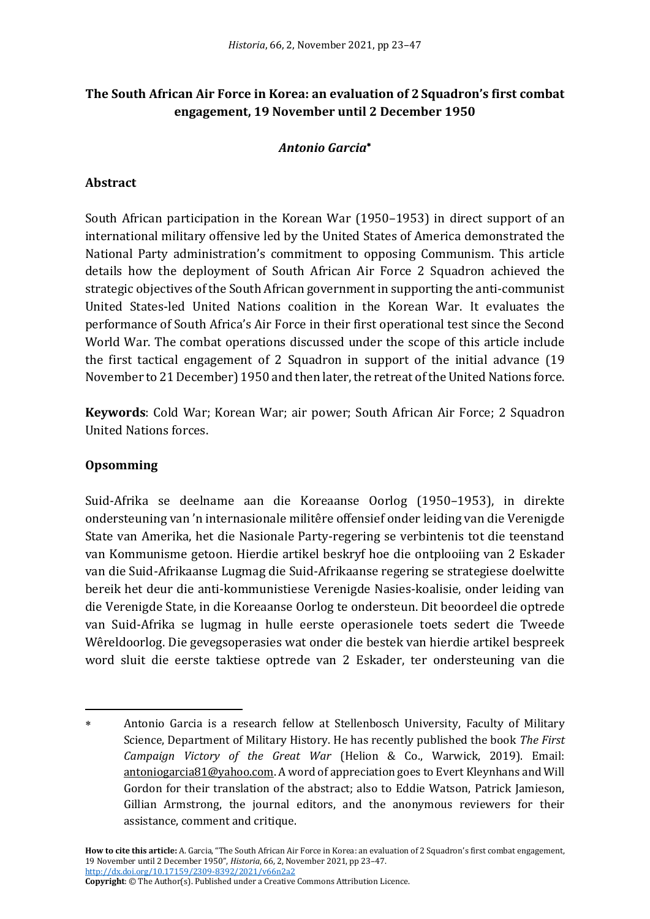# The South African Air Force in Korea: an evaluation of 2 Squadron's first combat engagement, 19 November until 2 December 1950

### *Antonio Garcia*[*]

## Abstract

South African participation in the Korean War (1950–1953) in direct support of an international military offensive led by the United States of America demonstrated the National Party administration's commitment to opposing Communism. This article details how the deployment of South African Air Force 2 Squadron achieved the strategic objectives of the South African government in supporting the anti-communist United States-led United Nations coalition in the Korean War. It evaluates the performance of South Africa's Air Force in their first operational test since the Second World War. The combat operations discussed under the scope of this article include the first tactical engagement of 2 Squadron in support of the initial advance (19 November to 21 December) 1950 and then later, the retreat of the United Nations force.

**Keywords**: Cold War; Korean War; air power; South African Air Force; 2 Squadron United Nations forces.

## Opsomming

Suid-Afrika se deelname aan die Koreaanse Oorlog (1950–1953), in direkte ondersteuning van 'n internasionale militêre offensief onder leiding van die Verenigde State van Amerika, het die Nasionale Party-regering se verbintenis tot die teenstand van Kommunisme getoon. Hierdie artikel beskryf hoe die ontplooiing van 2 Eskader van die Suid-Afrikaanse Lugmag die Suid-Afrikaanse regering se strategiese doelwitte bereik het deur die anti-kommunistiese Verenigde Nasies-koalisie, onder leiding van die Verenigde State, in die Koreaanse Oorlog te ondersteun. Dit beoordeel die optrede van Suid-Afrika se lugmag in hulle eerste operasionele toets sedert die Tweede Wêreldoorlog. Die gevegsoperasies wat onder die bestek van hierdie artikel bespreek word sluit die eerste taktiese optrede van 2 Eskader, ter ondersteuning van die

---

[*] Antonio Garcia is a research fellow at Stellenbosch University, Faculty of Military Science, Department of Military History. He has recently published the book *The First Campaign Victory of the Great War* (Helion & Co., Warwick, 2019). Email: antoniogarcia81@yahoo.com. A word of appreciation goes to Evert Kleynhans and Will Gordon for their translation of the abstract; also to Eddie Watson, Patrick Jamieson, Gillian Armstrong, the journal editors, and the anonymous reviewers for their assistance, comment and critique.

**How to cite this article:** A. Garcia, "The South African Air Force in Korea: an evaluation of 2 Squadron's first combat engagement, 19 November until 2 December 1950", *Historia*, 66, 2, November 2021, pp 23–47. http://dx.doi.org/10.17159/2309-8392/2021/v66n2a2

**Copyright**: © The Author(s). Published under a Creative Commons Attribution Licence.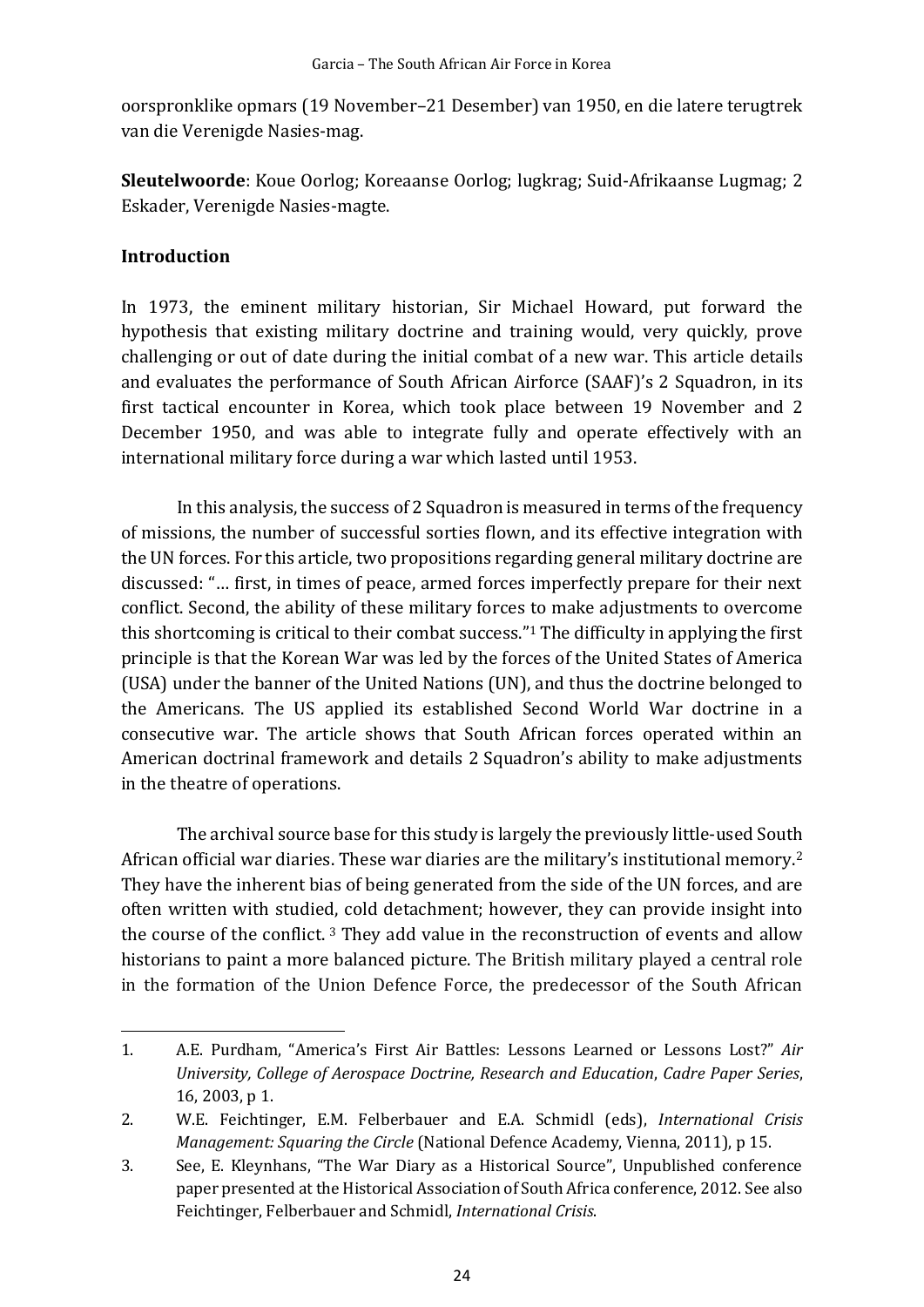oorspronklike opmars (19 November–21 Desember) van 1950, en die latere terugtrek van die Verenigde Nasies-mag.

**Sleutelwoorde**: Koue Oorlog; Koreaanse Oorlog; lugkrag; Suid-Afrikaanse Lugmag; 2 Eskader, Verenigde Nasies-magte.

## Introduction

In 1973, the eminent military historian, Sir Michael Howard, put forward the hypothesis that existing military doctrine and training would, very quickly, prove challenging or out of date during the initial combat of a new war. This article details and evaluates the performance of South African Airforce (SAAF)'s 2 Squadron, in its first tactical encounter in Korea, which took place between 19 November and 2 December 1950, and was able to integrate fully and operate effectively with an international military force during a war which lasted until 1953.

In this analysis, the success of 2 Squadron is measured in terms of the frequency of missions, the number of successful sorties flown, and its effective integration with the UN forces. For this article, two propositions regarding general military doctrine are discussed: "… first, in times of peace, armed forces imperfectly prepare for their next conflict. Second, the ability of these military forces to make adjustments to overcome this shortcoming is critical to their combat success."[1] The difficulty in applying the first principle is that the Korean War was led by the forces of the United States of America (USA) under the banner of the United Nations (UN), and thus the doctrine belonged to the Americans. The US applied its established Second World War doctrine in a consecutive war. The article shows that South African forces operated within an American doctrinal framework and details 2 Squadron's ability to make adjustments in the theatre of operations.

The archival source base for this study is largely the previously little-used South African official war diaries. These war diaries are the military's institutional memory.[2] They have the inherent bias of being generated from the side of the UN forces, and are often written with studied, cold detachment; however, they can provide insight into the course of the conflict. [3] They add value in the reconstruction of events and allow historians to paint a more balanced picture. The British military played a central role in the formation of the Union Defence Force, the predecessor of the South African

1. A.E. Purdham, "America's First Air Battles: Lessons Learned or Lessons Lost?" *Air University, College of Aerospace Doctrine, Research and Education*, *Cadre Paper Series*, 16, 2003, p 1.
2. W.E. Feichtinger, E.M. Felberbauer and E.A. Schmidl (eds), *International Crisis Management: Squaring the Circle* (National Defence Academy, Vienna, 2011), p 15.
3. See, E. Kleynhans, "The War Diary as a Historical Source", Unpublished conference paper presented at the Historical Association of South Africa conference, 2012. See also Feichtinger, Felberbauer and Schmidl, *International Crisis*.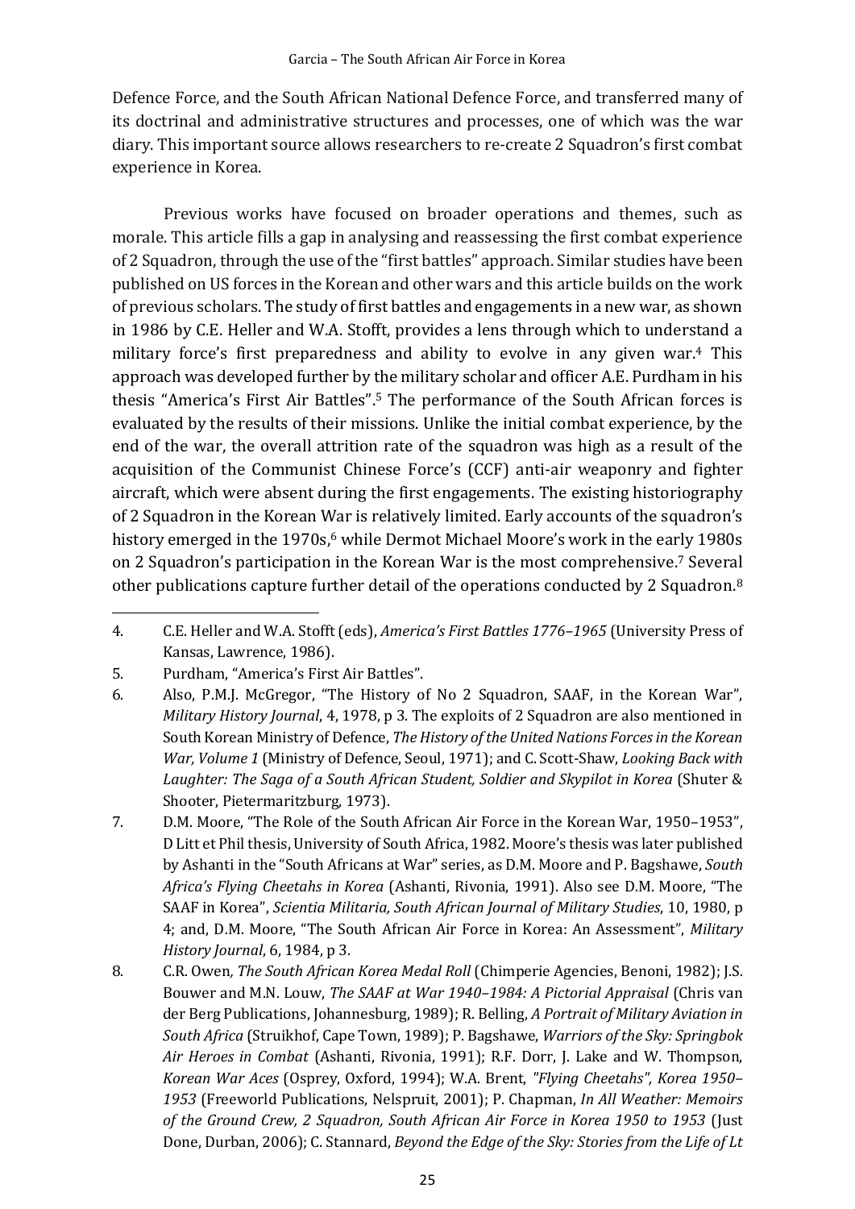Defence Force, and the South African National Defence Force, and transferred many of its doctrinal and administrative structures and processes, one of which was the war diary. This important source allows researchers to re-create 2 Squadron's first combat experience in Korea.

Previous works have focused on broader operations and themes, such as morale. This article fills a gap in analysing and reassessing the first combat experience of 2 Squadron, through the use of the "first battles" approach. Similar studies have been published on US forces in the Korean and other wars and this article builds on the work of previous scholars. The study of first battles and engagements in a new war, as shown in 1986 by C.E. Heller and W.A. Stofft, provides a lens through which to understand a military force's first preparedness and ability to evolve in any given war.[4] This approach was developed further by the military scholar and officer A.E. Purdham in his thesis "America's First Air Battles".[5] The performance of the South African forces is evaluated by the results of their missions. Unlike the initial combat experience, by the end of the war, the overall attrition rate of the squadron was high as a result of the acquisition of the Communist Chinese Force's (CCF) anti-air weaponry and fighter aircraft, which were absent during the first engagements. The existing historiography of 2 Squadron in the Korean War is relatively limited. Early accounts of the squadron's history emerged in the 1970s,[6] while Dermot Michael Moore's work in the early 1980s on 2 Squadron's participation in the Korean War is the most comprehensive.[7] Several other publications capture further detail of the operations conducted by 2 Squadron.[8]

4. C.E. Heller and W.A. Stofft (eds), *America's First Battles 1776–1965* (University Press of Kansas, Lawrence, 1986).
5. Purdham, "America's First Air Battles".
6. Also, P.M.J. McGregor, "The History of No 2 Squadron, SAAF, in the Korean War", *Military History Journal*, 4, 1978, p 3. The exploits of 2 Squadron are also mentioned in South Korean Ministry of Defence, *The History of the United Nations Forces in the Korean War, Volume 1* (Ministry of Defence, Seoul, 1971); and C. Scott-Shaw, *Looking Back with Laughter: The Saga of a South African Student, Soldier and Skypilot in Korea* (Shuter & Shooter, Pietermaritzburg, 1973).
7. D.M. Moore, "The Role of the South African Air Force in the Korean War, 1950–1953", D Litt et Phil thesis, University of South Africa, 1982. Moore's thesis was later published by Ashanti in the "South Africans at War" series, as D.M. Moore and P. Bagshawe, *South Africa's Flying Cheetahs in Korea* (Ashanti, Rivonia, 1991). Also see D.M. Moore, "The SAAF in Korea", *Scientia Militaria, South African Journal of Military Studies*, 10, 1980, p 4; and, D.M. Moore, "The South African Air Force in Korea: An Assessment", *Military History Journal*, 6, 1984, p 3.
8. C.R. Owen, *The South African Korea Medal Roll* (Chimperie Agencies, Benoni, 1982); J.S. Bouwer and M.N. Louw, *The SAAF at War 1940–1984: A Pictorial Appraisal* (Chris van der Berg Publications, Johannesburg, 1989); R. Belling, *A Portrait of Military Aviation in South Africa* (Struikhof, Cape Town, 1989); P. Bagshawe, *Warriors of the Sky: Springbok Air Heroes in Combat* (Ashanti, Rivonia, 1991); R.F. Dorr, J. Lake and W. Thompson, *Korean War Aces* (Osprey, Oxford, 1994); W.A. Brent, *"Flying Cheetahs", Korea 1950–1953* (Freeworld Publications, Nelspruit, 2001); P. Chapman, *In All Weather: Memoirs of the Ground Crew, 2 Squadron, South African Air Force in Korea 1950 to 1953* (Just Done, Durban, 2006); C. Stannard, *Beyond the Edge of the Sky: Stories from the Life of Lt*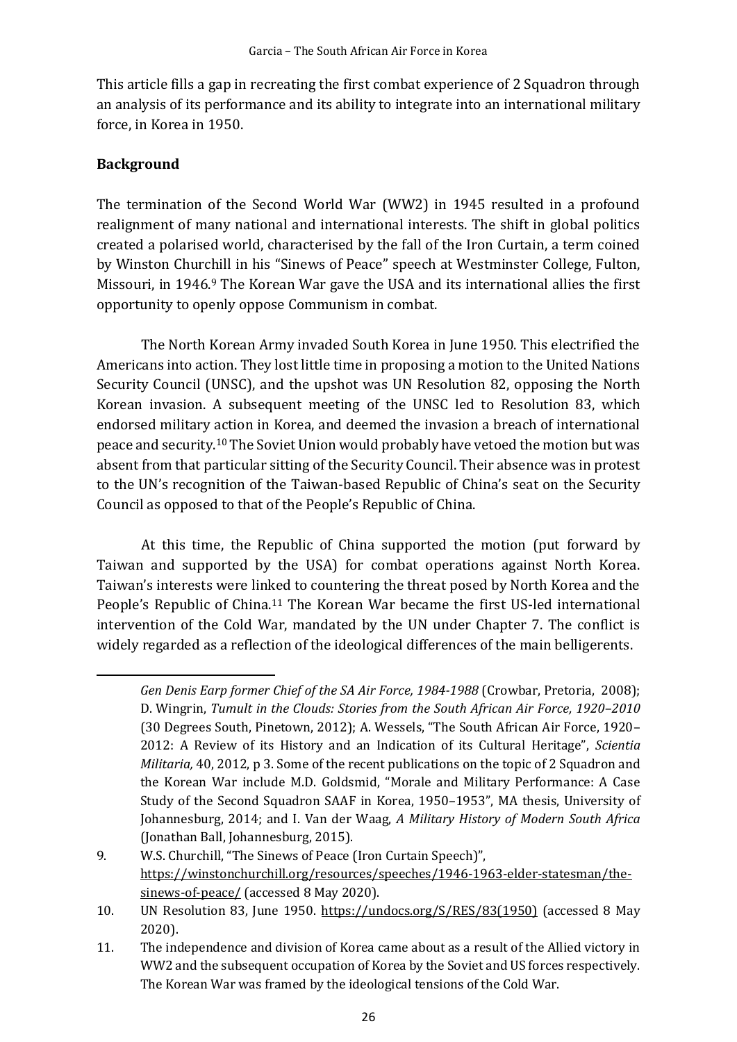This article fills a gap in recreating the first combat experience of 2 Squadron through an analysis of its performance and its ability to integrate into an international military force, in Korea in 1950.

## Background

The termination of the Second World War (WW2) in 1945 resulted in a profound realignment of many national and international interests. The shift in global politics created a polarised world, characterised by the fall of the Iron Curtain, a term coined by Winston Churchill in his "Sinews of Peace" speech at Westminster College, Fulton, Missouri, in 1946.[9] The Korean War gave the USA and its international allies the first opportunity to openly oppose Communism in combat.

The North Korean Army invaded South Korea in June 1950. This electrified the Americans into action. They lost little time in proposing a motion to the United Nations Security Council (UNSC), and the upshot was UN Resolution 82, opposing the North Korean invasion. A subsequent meeting of the UNSC led to Resolution 83, which endorsed military action in Korea, and deemed the invasion a breach of international peace and security.[10] The Soviet Union would probably have vetoed the motion but was absent from that particular sitting of the Security Council. Their absence was in protest to the UN's recognition of the Taiwan-based Republic of China's seat on the Security Council as opposed to that of the People's Republic of China.

At this time, the Republic of China supported the motion (put forward by Taiwan and supported by the USA) for combat operations against North Korea. Taiwan's interests were linked to countering the threat posed by North Korea and the People's Republic of China.[11] The Korean War became the first US-led international intervention of the Cold War, mandated by the UN under Chapter 7. The conflict is widely regarded as a reflection of the ideological differences of the main belligerents.

---

*Gen Denis Earp former Chief of the SA Air Force, 1984-1988* (Crowbar, Pretoria, 2008); D. Wingrin, *Tumult in the Clouds: Stories from the South African Air Force, 1920–2010* (30 Degrees South, Pinetown, 2012); A. Wessels, "The South African Air Force, 1920–2012: A Review of its History and an Indication of its Cultural Heritage", *Scientia Militaria,* 40, 2012, p 3. Some of the recent publications on the topic of 2 Squadron and the Korean War include M.D. Goldsmid, "Morale and Military Performance: A Case Study of the Second Squadron SAAF in Korea, 1950–1953", MA thesis, University of Johannesburg, 2014; and I. Van der Waag, *A Military History of Modern South Africa* (Jonathan Ball, Johannesburg, 2015).

9. W.S. Churchill, "The Sinews of Peace (Iron Curtain Speech)", https://winstonchurchill.org/resources/speeches/1946-1963-elder-statesman/the-sinews-of-peace/ (accessed 8 May 2020).
10. UN Resolution 83, June 1950. https://undocs.org/S/RES/83(1950) (accessed 8 May 2020).
11. The independence and division of Korea came about as a result of the Allied victory in WW2 and the subsequent occupation of Korea by the Soviet and US forces respectively. The Korean War was framed by the ideological tensions of the Cold War.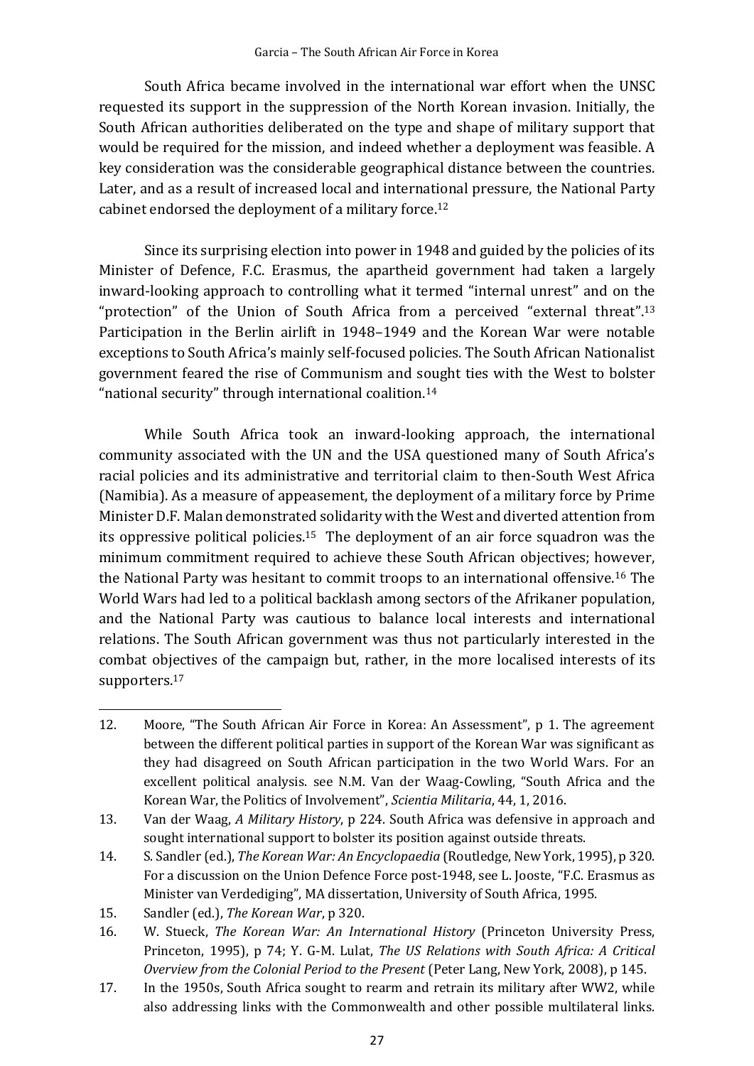South Africa became involved in the international war effort when the UNSC requested its support in the suppression of the North Korean invasion. Initially, the South African authorities deliberated on the type and shape of military support that would be required for the mission, and indeed whether a deployment was feasible. A key consideration was the considerable geographical distance between the countries. Later, and as a result of increased local and international pressure, the National Party cabinet endorsed the deployment of a military force.[12]

Since its surprising election into power in 1948 and guided by the policies of its Minister of Defence, F.C. Erasmus, the apartheid government had taken a largely inward-looking approach to controlling what it termed "internal unrest" and on the "protection" of the Union of South Africa from a perceived "external threat".[13] Participation in the Berlin airlift in 1948–1949 and the Korean War were notable exceptions to South Africa's mainly self-focused policies. The South African Nationalist government feared the rise of Communism and sought ties with the West to bolster "national security" through international coalition.[14]

While South Africa took an inward-looking approach, the international community associated with the UN and the USA questioned many of South Africa's racial policies and its administrative and territorial claim to then-South West Africa (Namibia). As a measure of appeasement, the deployment of a military force by Prime Minister D.F. Malan demonstrated solidarity with the West and diverted attention from its oppressive political policies.[15] The deployment of an air force squadron was the minimum commitment required to achieve these South African objectives; however, the National Party was hesitant to commit troops to an international offensive.[16] The World Wars had led to a political backlash among sectors of the Afrikaner population, and the National Party was cautious to balance local interests and international relations. The South African government was thus not particularly interested in the combat objectives of the campaign but, rather, in the more localised interests of its supporters.[17]

---

12. Moore, "The South African Air Force in Korea: An Assessment", p 1. The agreement between the different political parties in support of the Korean War was significant as they had disagreed on South African participation in the two World Wars. For an excellent political analysis. see N.M. Van der Waag-Cowling, "South Africa and the Korean War, the Politics of Involvement", *Scientia Militaria*, 44, 1, 2016.
13. Van der Waag, *A Military History*, p 224. South Africa was defensive in approach and sought international support to bolster its position against outside threats.
14. S. Sandler (ed.), *The Korean War: An Encyclopaedia* (Routledge, New York, 1995), p 320. For a discussion on the Union Defence Force post-1948, see L. Jooste, "F.C. Erasmus as Minister van Verdediging", MA dissertation, University of South Africa, 1995.
15. Sandler (ed.), *The Korean War*, p 320.
16. W. Stueck, *The Korean War: An International History* (Princeton University Press, Princeton, 1995), p 74; Y. G-M. Lulat, *The US Relations with South Africa: A Critical Overview from the Colonial Period to the Present* (Peter Lang, New York, 2008), p 145.
17. In the 1950s, South Africa sought to rearm and retrain its military after WW2, while also addressing links with the Commonwealth and other possible multilateral links.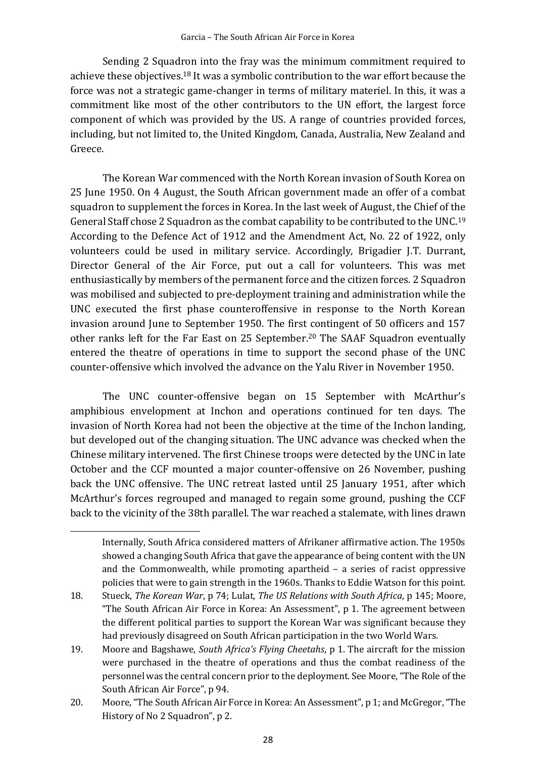Sending 2 Squadron into the fray was the minimum commitment required to achieve these objectives.[18] It was a symbolic contribution to the war effort because the force was not a strategic game-changer in terms of military materiel. In this, it was a commitment like most of the other contributors to the UN effort, the largest force component of which was provided by the US. A range of countries provided forces, including, but not limited to, the United Kingdom, Canada, Australia, New Zealand and Greece.

The Korean War commenced with the North Korean invasion of South Korea on 25 June 1950. On 4 August, the South African government made an offer of a combat squadron to supplement the forces in Korea. In the last week of August, the Chief of the General Staff chose 2 Squadron as the combat capability to be contributed to the UNC.[19] According to the Defence Act of 1912 and the Amendment Act, No. 22 of 1922, only volunteers could be used in military service. Accordingly, Brigadier J.T. Durrant, Director General of the Air Force, put out a call for volunteers. This was met enthusiastically by members of the permanent force and the citizen forces. 2 Squadron was mobilised and subjected to pre-deployment training and administration while the UNC executed the first phase counteroffensive in response to the North Korean invasion around June to September 1950. The first contingent of 50 officers and 157 other ranks left for the Far East on 25 September.[20] The SAAF Squadron eventually entered the theatre of operations in time to support the second phase of the UNC counter-offensive which involved the advance on the Yalu River in November 1950.

The UNC counter-offensive began on 15 September with McArthur's amphibious envelopment at Inchon and operations continued for ten days. The invasion of North Korea had not been the objective at the time of the Inchon landing, but developed out of the changing situation. The UNC advance was checked when the Chinese military intervened. The first Chinese troops were detected by the UNC in late October and the CCF mounted a major counter-offensive on 26 November, pushing back the UNC offensive. The UNC retreat lasted until 25 January 1951, after which McArthur's forces regrouped and managed to regain some ground, pushing the CCF back to the vicinity of the 38th parallel. The war reached a stalemate, with lines drawn

---

Internally, South Africa considered matters of Afrikaner affirmative action. The 1950s showed a changing South Africa that gave the appearance of being content with the UN and the Commonwealth, while promoting apartheid – a series of racist oppressive policies that were to gain strength in the 1960s. Thanks to Eddie Watson for this point.

18. Stueck, *The Korean War*, p 74; Lulat, *The US Relations with South Africa*, p 145; Moore, "The South African Air Force in Korea: An Assessment", p 1. The agreement between the different political parties to support the Korean War was significant because they had previously disagreed on South African participation in the two World Wars.
19. Moore and Bagshawe, *South Africa's Flying Cheetahs*, p 1. The aircraft for the mission were purchased in the theatre of operations and thus the combat readiness of the personnel was the central concern prior to the deployment. See Moore, "The Role of the South African Air Force", p 94.
20. Moore, "The South African Air Force in Korea: An Assessment", p 1; and McGregor, "The History of No 2 Squadron", p 2.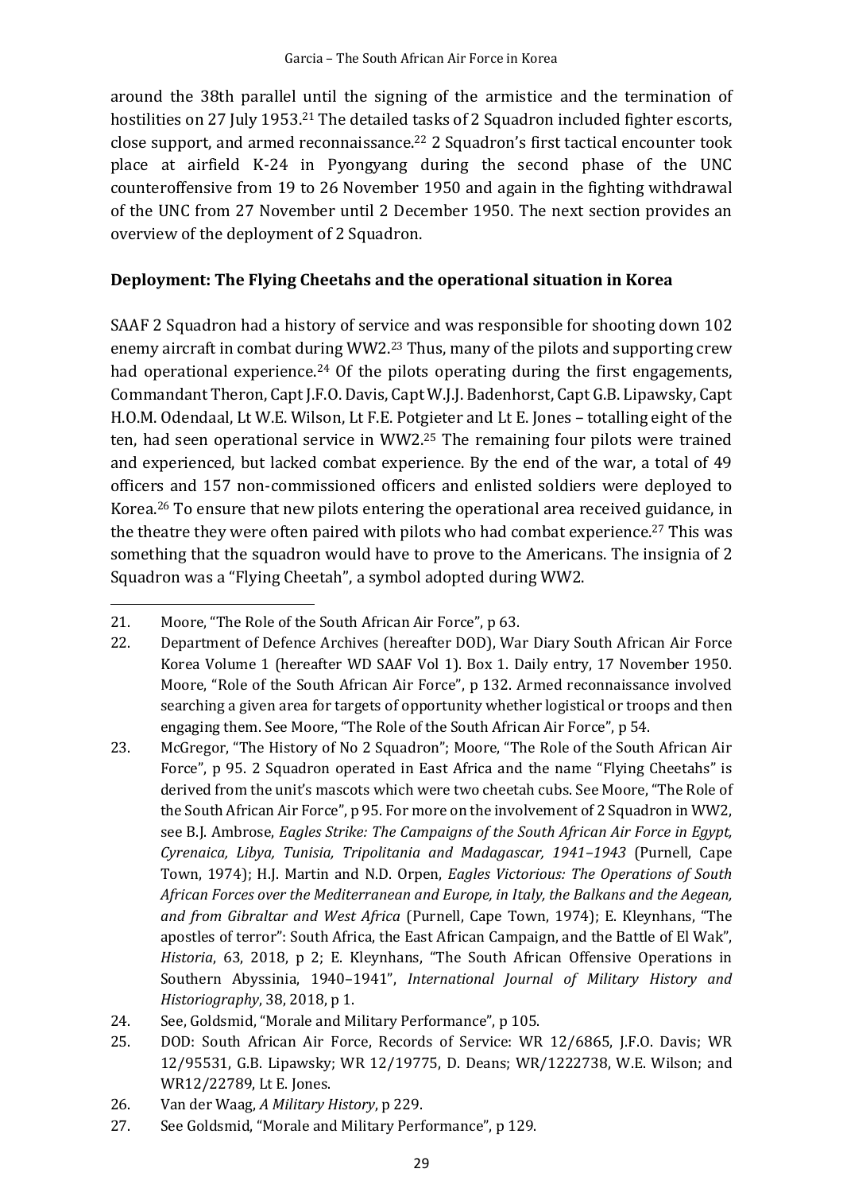around the 38th parallel until the signing of the armistice and the termination of hostilities on 27 July 1953.[21] The detailed tasks of 2 Squadron included fighter escorts, close support, and armed reconnaissance.[22] 2 Squadron's first tactical encounter took place at airfield K-24 in Pyongyang during the second phase of the UNC counteroffensive from 19 to 26 November 1950 and again in the fighting withdrawal of the UNC from 27 November until 2 December 1950. The next section provides an overview of the deployment of 2 Squadron.

## Deployment: The Flying Cheetahs and the operational situation in Korea

SAAF 2 Squadron had a history of service and was responsible for shooting down 102 enemy aircraft in combat during WW2.[23] Thus, many of the pilots and supporting crew had operational experience.[24] Of the pilots operating during the first engagements, Commandant Theron, Capt J.F.O. Davis, Capt W.J.J. Badenhorst, Capt G.B. Lipawsky, Capt H.O.M. Odendaal, Lt W.E. Wilson, Lt F.E. Potgieter and Lt E. Jones – totalling eight of the ten, had seen operational service in WW2.[25] The remaining four pilots were trained and experienced, but lacked combat experience. By the end of the war, a total of 49 officers and 157 non-commissioned officers and enlisted soldiers were deployed to Korea.[26] To ensure that new pilots entering the operational area received guidance, in the theatre they were often paired with pilots who had combat experience.[27] This was something that the squadron would have to prove to the Americans. The insignia of 2 Squadron was a "Flying Cheetah", a symbol adopted during WW2.

---

21. Moore, "The Role of the South African Air Force", p 63.
22. Department of Defence Archives (hereafter DOD), War Diary South African Air Force Korea Volume 1 (hereafter WD SAAF Vol 1). Box 1. Daily entry, 17 November 1950. Moore, "Role of the South African Air Force", p 132. Armed reconnaissance involved searching a given area for targets of opportunity whether logistical or troops and then engaging them. See Moore, "The Role of the South African Air Force", p 54.
23. McGregor, "The History of No 2 Squadron"; Moore, "The Role of the South African Air Force", p 95. 2 Squadron operated in East Africa and the name "Flying Cheetahs" is derived from the unit's mascots which were two cheetah cubs. See Moore, "The Role of the South African Air Force", p 95. For more on the involvement of 2 Squadron in WW2, see B.J. Ambrose, *Eagles Strike: The Campaigns of the South African Air Force in Egypt, Cyrenaica, Libya, Tunisia, Tripolitania and Madagascar, 1941–1943* (Purnell, Cape Town, 1974); H.J. Martin and N.D. Orpen, *Eagles Victorious: The Operations of South African Forces over the Mediterranean and Europe, in Italy, the Balkans and the Aegean, and from Gibraltar and West Africa* (Purnell, Cape Town, 1974); E. Kleynhans, "The apostles of terror": South Africa, the East African Campaign, and the Battle of El Wak", *Historia*, 63, 2018, p 2; E. Kleynhans, "The South African Offensive Operations in Southern Abyssinia, 1940–1941", *International Journal of Military History and Historiography*, 38, 2018, p 1.
24. See, Goldsmid, "Morale and Military Performance", p 105.
25. DOD: South African Air Force, Records of Service: WR 12/6865, J.F.O. Davis; WR 12/95531, G.B. Lipawsky; WR 12/19775, D. Deans; WR/1222738, W.E. Wilson; and WR12/22789, Lt E. Jones.
26. Van der Waag, *A Military History*, p 229.
27. See Goldsmid, "Morale and Military Performance", p 129.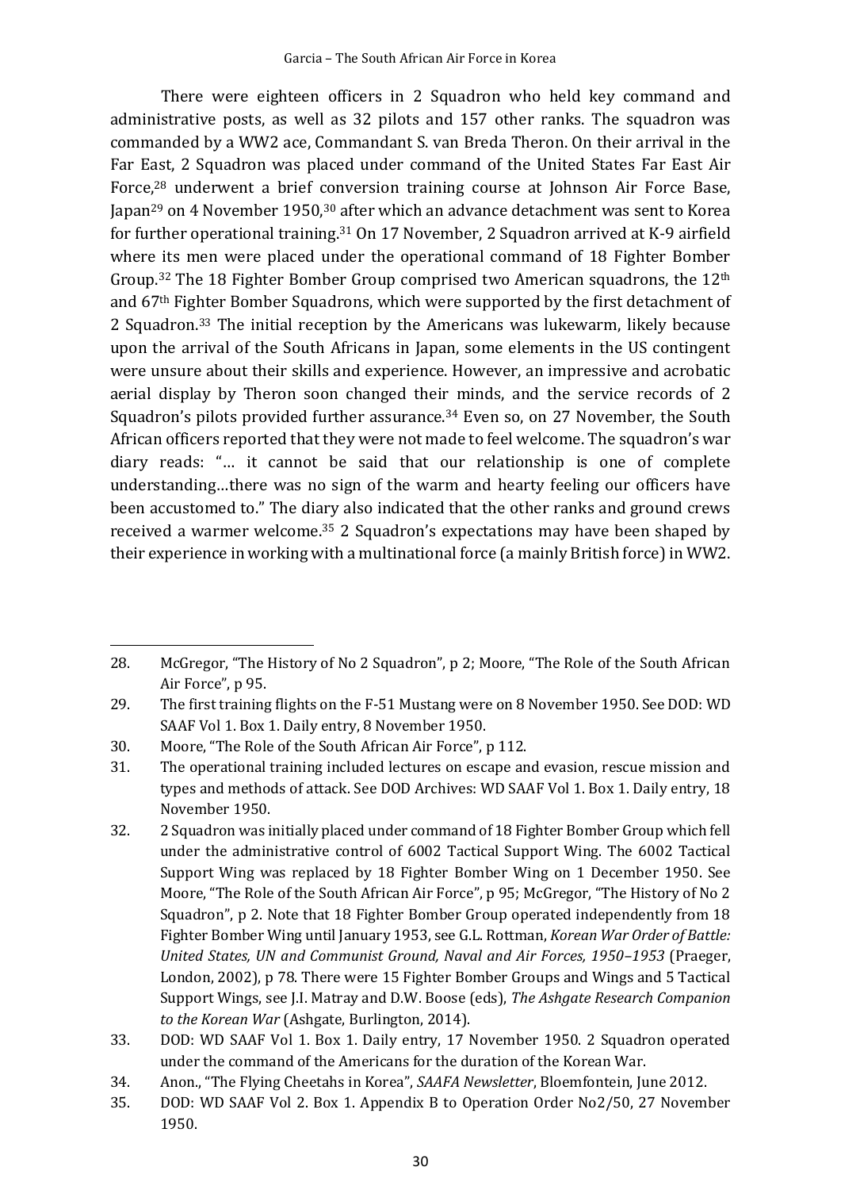There were eighteen officers in 2 Squadron who held key command and administrative posts, as well as 32 pilots and 157 other ranks. The squadron was commanded by a WW2 ace, Commandant S. van Breda Theron. On their arrival in the Far East, 2 Squadron was placed under command of the United States Far East Air Force,[28] underwent a brief conversion training course at Johnson Air Force Base, Japan[29] on 4 November 1950,[30] after which an advance detachment was sent to Korea for further operational training.[31] On 17 November, 2 Squadron arrived at K-9 airfield where its men were placed under the operational command of 18 Fighter Bomber Group.[32] The 18 Fighter Bomber Group comprised two American squadrons, the 12th and 67th Fighter Bomber Squadrons, which were supported by the first detachment of 2 Squadron.[33] The initial reception by the Americans was lukewarm, likely because upon the arrival of the South Africans in Japan, some elements in the US contingent were unsure about their skills and experience. However, an impressive and acrobatic aerial display by Theron soon changed their minds, and the service records of 2 Squadron's pilots provided further assurance.[34] Even so, on 27 November, the South African officers reported that they were not made to feel welcome. The squadron's war diary reads: "… it cannot be said that our relationship is one of complete understanding…there was no sign of the warm and hearty feeling our officers have been accustomed to." The diary also indicated that the other ranks and ground crews received a warmer welcome.[35] 2 Squadron's expectations may have been shaped by their experience in working with a multinational force (a mainly British force) in WW2.

---

28. McGregor, "The History of No 2 Squadron", p 2; Moore, "The Role of the South African Air Force", p 95.
29. The first training flights on the F-51 Mustang were on 8 November 1950. See DOD: WD SAAF Vol 1. Box 1. Daily entry, 8 November 1950.
30. Moore, "The Role of the South African Air Force", p 112.
31. The operational training included lectures on escape and evasion, rescue mission and types and methods of attack. See DOD Archives: WD SAAF Vol 1. Box 1. Daily entry, 18 November 1950.
32. 2 Squadron was initially placed under command of 18 Fighter Bomber Group which fell under the administrative control of 6002 Tactical Support Wing. The 6002 Tactical Support Wing was replaced by 18 Fighter Bomber Wing on 1 December 1950. See Moore, "The Role of the South African Air Force", p 95; McGregor, "The History of No 2 Squadron", p 2. Note that 18 Fighter Bomber Group operated independently from 18 Fighter Bomber Wing until January 1953, see G.L. Rottman, *Korean War Order of Battle: United States, UN and Communist Ground, Naval and Air Forces, 1950–1953* (Praeger, London, 2002), p 78. There were 15 Fighter Bomber Groups and Wings and 5 Tactical Support Wings, see J.I. Matray and D.W. Boose (eds), *The Ashgate Research Companion to the Korean War* (Ashgate, Burlington, 2014).
33. DOD: WD SAAF Vol 1. Box 1. Daily entry, 17 November 1950. 2 Squadron operated under the command of the Americans for the duration of the Korean War.
34. Anon., "The Flying Cheetahs in Korea", *SAAFA Newsletter*, Bloemfontein, June 2012.
35. DOD: WD SAAF Vol 2. Box 1. Appendix B to Operation Order No2/50, 27 November 1950.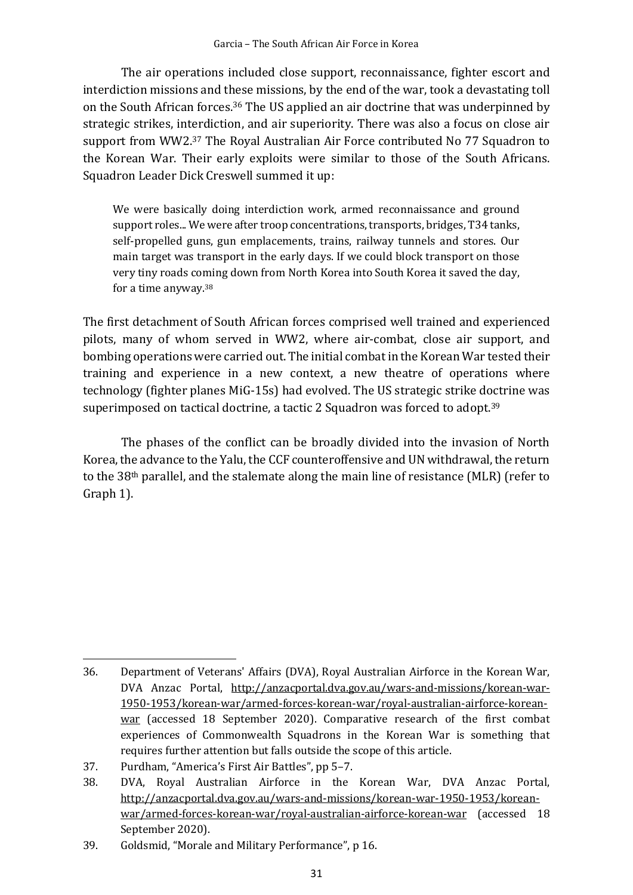The air operations included close support, reconnaissance, fighter escort and interdiction missions and these missions, by the end of the war, took a devastating toll on the South African forces.[36] The US applied an air doctrine that was underpinned by strategic strikes, interdiction, and air superiority. There was also a focus on close air support from WW2.[37] The Royal Australian Air Force contributed No 77 Squadron to the Korean War. Their early exploits were similar to those of the South Africans. Squadron Leader Dick Creswell summed it up:

> We were basically doing interdiction work, armed reconnaissance and ground support roles... We were after troop concentrations, transports, bridges, T34 tanks, self-propelled guns, gun emplacements, trains, railway tunnels and stores. Our main target was transport in the early days. If we could block transport on those very tiny roads coming down from North Korea into South Korea it saved the day, for a time anyway.[38]

The first detachment of South African forces comprised well trained and experienced pilots, many of whom served in WW2, where air-combat, close air support, and bombing operations were carried out. The initial combat in the Korean War tested their training and experience in a new context, a new theatre of operations where technology (fighter planes MiG-15s) had evolved. The US strategic strike doctrine was superimposed on tactical doctrine, a tactic 2 Squadron was forced to adopt.[39]

The phases of the conflict can be broadly divided into the invasion of North Korea, the advance to the Yalu, the CCF counteroffensive and UN withdrawal, the return to the 38th parallel, and the stalemate along the main line of resistance (MLR) (refer to Graph 1).

---

36. Department of Veterans' Affairs (DVA), Royal Australian Airforce in the Korean War, DVA Anzac Portal, http://anzacportal.dva.gov.au/wars-and-missions/korean-war-1950-1953/korean-war/armed-forces-korean-war/royal-australian-airforce-korean-war (accessed 18 September 2020). Comparative research of the first combat experiences of Commonwealth Squadrons in the Korean War is something that requires further attention but falls outside the scope of this article.
37. Purdham, "America's First Air Battles", pp 5–7.
38. DVA, Royal Australian Airforce in the Korean War, DVA Anzac Portal, http://anzacportal.dva.gov.au/wars-and-missions/korean-war-1950-1953/korean-war/armed-forces-korean-war/royal-australian-airforce-korean-war (accessed 18 September 2020).
39. Goldsmid, "Morale and Military Performance", p 16.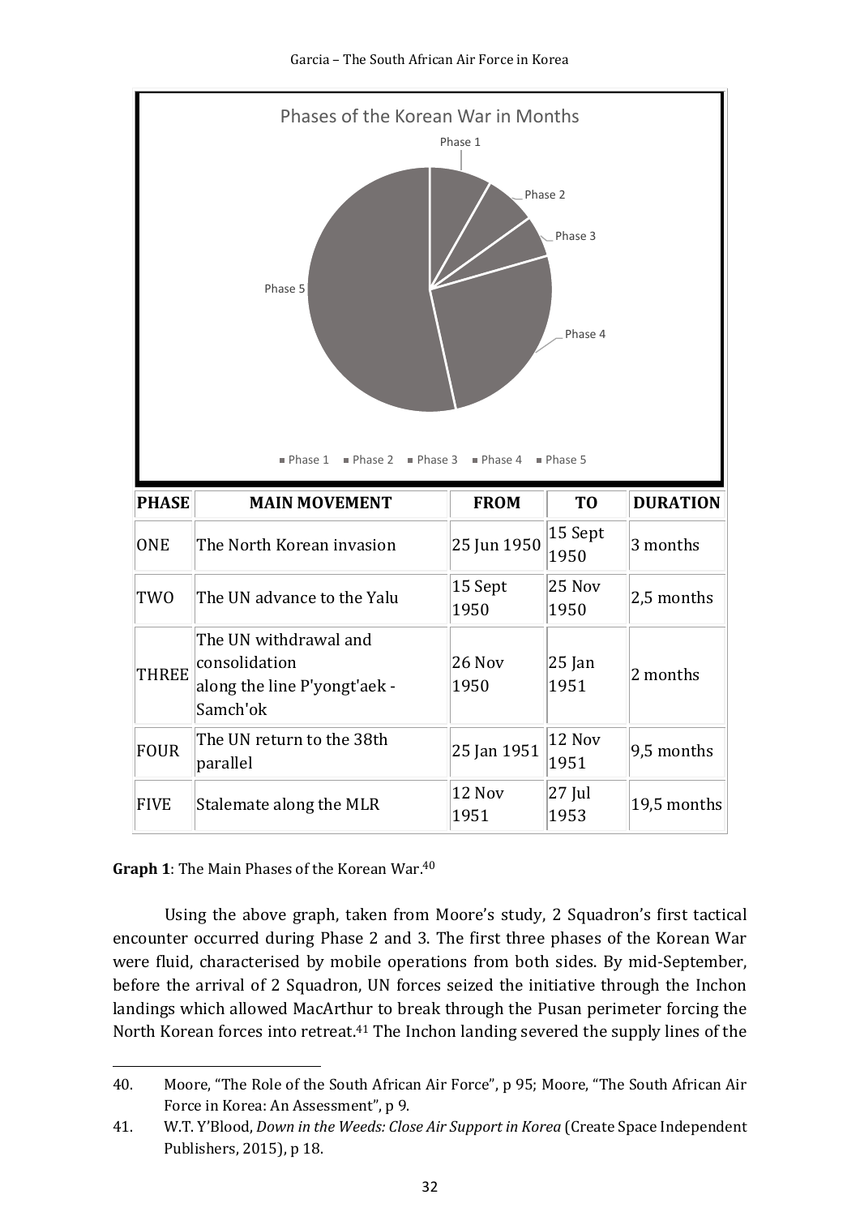| PHASE | MAIN MOVEMENT | FROM | TO | DURATION |
|---|---|---|---|---|
| ONE | The North Korean invasion | 25 Jun 1950 | 15 Sept 1950 | 3 months |
| TWO | The UN advance to the Yalu | 15 Sept 1950 | 25 Nov 1950 | 2,5 months |
| THREE | The UN withdrawal and consolidation along the line P'yongt'aek - Samch'ok | 26 Nov 1950 | 25 Jan 1951 | 2 months |
| FOUR | The UN return to the 38th parallel | 25 Jan 1951 | 12 Nov 1951 | 9,5 months |
| FIVE | Stalemate along the MLR | 12 Nov 1951 | 27 Jul 1953 | 19,5 months |

**Graph 1**: The Main Phases of the Korean War.[40]

Using the above graph, taken from Moore's study, 2 Squadron's first tactical encounter occurred during Phase 2 and 3. The first three phases of the Korean War were fluid, characterised by mobile operations from both sides. By mid-September, before the arrival of 2 Squadron, UN forces seized the initiative through the Inchon landings which allowed MacArthur to break through the Pusan perimeter forcing the North Korean forces into retreat.[41] The Inchon landing severed the supply lines of the

40. Moore, "The Role of the South African Air Force", p 95; Moore, "The South African Air Force in Korea: An Assessment", p 9.

41. W.T. Y'Blood, *Down in the Weeds: Close Air Support in Korea* (Create Space Independent Publishers, 2015), p 18.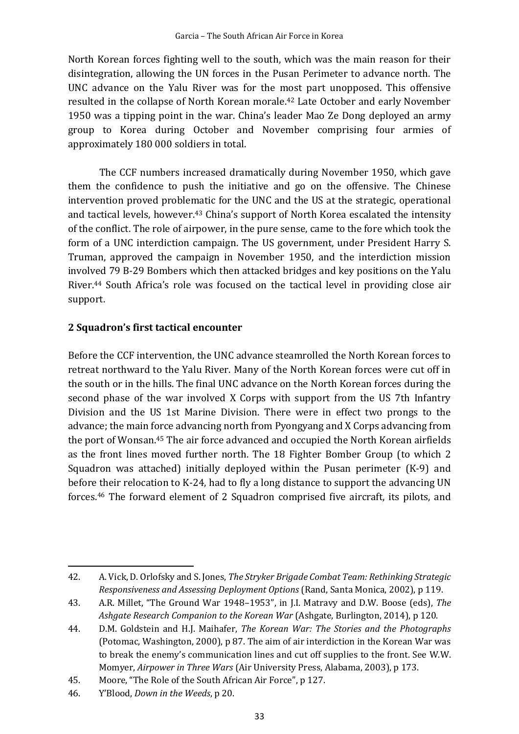North Korean forces fighting well to the south, which was the main reason for their disintegration, allowing the UN forces in the Pusan Perimeter to advance north. The UNC advance on the Yalu River was for the most part unopposed. This offensive resulted in the collapse of North Korean morale.[42] Late October and early November 1950 was a tipping point in the war. China's leader Mao Ze Dong deployed an army group to Korea during October and November comprising four armies of approximately 180 000 soldiers in total.

The CCF numbers increased dramatically during November 1950, which gave them the confidence to push the initiative and go on the offensive. The Chinese intervention proved problematic for the UNC and the US at the strategic, operational and tactical levels, however.[43] China's support of North Korea escalated the intensity of the conflict. The role of airpower, in the pure sense, came to the fore which took the form of a UNC interdiction campaign. The US government, under President Harry S. Truman, approved the campaign in November 1950, and the interdiction mission involved 79 B-29 Bombers which then attacked bridges and key positions on the Yalu River.[44] South Africa's role was focused on the tactical level in providing close air support.

## 2 Squadron's first tactical encounter

Before the CCF intervention, the UNC advance steamrolled the North Korean forces to retreat northward to the Yalu River. Many of the North Korean forces were cut off in the south or in the hills. The final UNC advance on the North Korean forces during the second phase of the war involved X Corps with support from the US 7th Infantry Division and the US 1st Marine Division. There were in effect two prongs to the advance; the main force advancing north from Pyongyang and X Corps advancing from the port of Wonsan.[45] The air force advanced and occupied the North Korean airfields as the front lines moved further north. The 18 Fighter Bomber Group (to which 2 Squadron was attached) initially deployed within the Pusan perimeter (K-9) and before their relocation to K-24, had to fly a long distance to support the advancing UN forces.[46] The forward element of 2 Squadron comprised five aircraft, its pilots, and

---

42. A. Vick, D. Orlofsky and S. Jones, *The Stryker Brigade Combat Team: Rethinking Strategic Responsiveness and Assessing Deployment Options* (Rand, Santa Monica, 2002), p 119.
43. A.R. Millet, "The Ground War 1948–1953", in J.I. Matravy and D.W. Boose (eds), *The Ashgate Research Companion to the Korean War* (Ashgate, Burlington, 2014), p 120.
44. D.M. Goldstein and H.J. Maihafer, *The Korean War: The Stories and the Photographs* (Potomac, Washington, 2000), p 87. The aim of air interdiction in the Korean War was to break the enemy's communication lines and cut off supplies to the front. See W.W. Momyer, *Airpower in Three Wars* (Air University Press, Alabama, 2003), p 173.
45. Moore, "The Role of the South African Air Force", p 127.
46. Y'Blood, *Down in the Weeds*, p 20.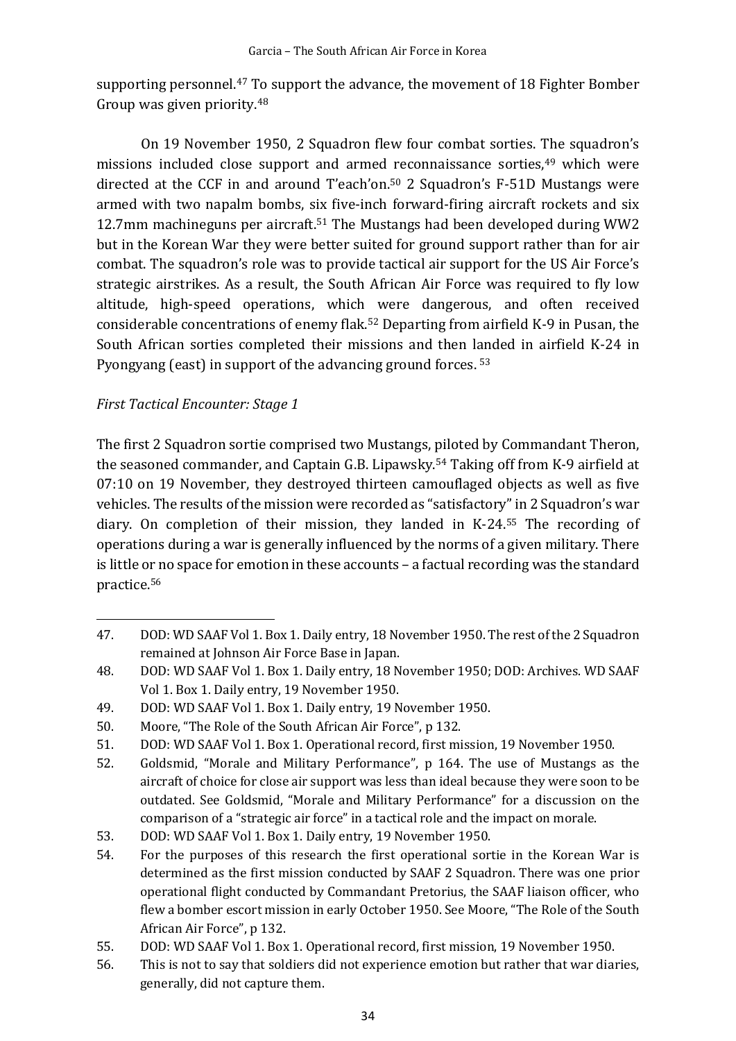supporting personnel.[47] To support the advance, the movement of 18 Fighter Bomber Group was given priority.[48]

On 19 November 1950, 2 Squadron flew four combat sorties. The squadron's missions included close support and armed reconnaissance sorties,[49] which were directed at the CCF in and around T'each'on.[50] 2 Squadron's F-51D Mustangs were armed with two napalm bombs, six five-inch forward-firing aircraft rockets and six 12.7mm machineguns per aircraft.[51] The Mustangs had been developed during WW2 but in the Korean War they were better suited for ground support rather than for air combat. The squadron's role was to provide tactical air support for the US Air Force's strategic airstrikes. As a result, the South African Air Force was required to fly low altitude, high-speed operations, which were dangerous, and often received considerable concentrations of enemy flak.[52] Departing from airfield K-9 in Pusan, the South African sorties completed their missions and then landed in airfield K-24 in Pyongyang (east) in support of the advancing ground forces.[53]

*First Tactical Encounter: Stage 1*

The first 2 Squadron sortie comprised two Mustangs, piloted by Commandant Theron, the seasoned commander, and Captain G.B. Lipawsky.[54] Taking off from K-9 airfield at 07:10 on 19 November, they destroyed thirteen camouflaged objects as well as five vehicles. The results of the mission were recorded as "satisfactory" in 2 Squadron's war diary. On completion of their mission, they landed in K-24.[55] The recording of operations during a war is generally influenced by the norms of a given military. There is little or no space for emotion in these accounts – a factual recording was the standard practice.[56]

---

47. DOD: WD SAAF Vol 1. Box 1. Daily entry, 18 November 1950. The rest of the 2 Squadron remained at Johnson Air Force Base in Japan.
48. DOD: WD SAAF Vol 1. Box 1. Daily entry, 18 November 1950; DOD: Archives. WD SAAF Vol 1. Box 1. Daily entry, 19 November 1950.
49. DOD: WD SAAF Vol 1. Box 1. Daily entry, 19 November 1950.
50. Moore, "The Role of the South African Air Force", p 132.
51. DOD: WD SAAF Vol 1. Box 1. Operational record, first mission, 19 November 1950.
52. Goldsmid, "Morale and Military Performance", p 164. The use of Mustangs as the aircraft of choice for close air support was less than ideal because they were soon to be outdated. See Goldsmid, "Morale and Military Performance" for a discussion on the comparison of a "strategic air force" in a tactical role and the impact on morale.
53. DOD: WD SAAF Vol 1. Box 1. Daily entry, 19 November 1950.
54. For the purposes of this research the first operational sortie in the Korean War is determined as the first mission conducted by SAAF 2 Squadron. There was one prior operational flight conducted by Commandant Pretorius, the SAAF liaison officer, who flew a bomber escort mission in early October 1950. See Moore, "The Role of the South African Air Force", p 132.
55. DOD: WD SAAF Vol 1. Box 1. Operational record, first mission, 19 November 1950.
56. This is not to say that soldiers did not experience emotion but rather that war diaries, generally, did not capture them.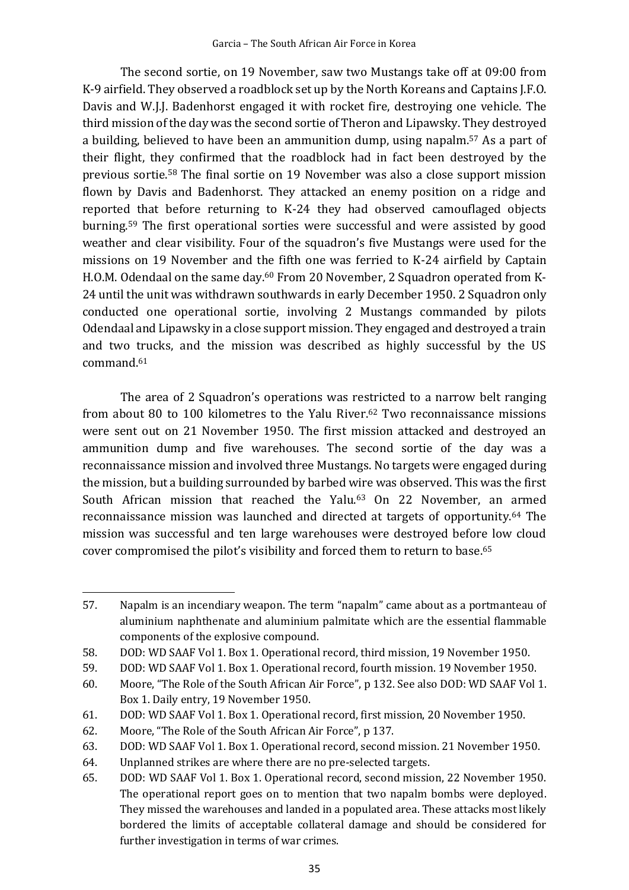The second sortie, on 19 November, saw two Mustangs take off at 09:00 from K-9 airfield. They observed a roadblock set up by the North Koreans and Captains J.F.O. Davis and W.J.J. Badenhorst engaged it with rocket fire, destroying one vehicle. The third mission of the day was the second sortie of Theron and Lipawsky. They destroyed a building, believed to have been an ammunition dump, using napalm.[57] As a part of their flight, they confirmed that the roadblock had in fact been destroyed by the previous sortie.[58] The final sortie on 19 November was also a close support mission flown by Davis and Badenhorst. They attacked an enemy position on a ridge and reported that before returning to K-24 they had observed camouflaged objects burning.[59] The first operational sorties were successful and were assisted by good weather and clear visibility. Four of the squadron's five Mustangs were used for the missions on 19 November and the fifth one was ferried to K-24 airfield by Captain H.O.M. Odendaal on the same day.[60] From 20 November, 2 Squadron operated from K-24 until the unit was withdrawn southwards in early December 1950. 2 Squadron only conducted one operational sortie, involving 2 Mustangs commanded by pilots Odendaal and Lipawsky in a close support mission. They engaged and destroyed a train and two trucks, and the mission was described as highly successful by the US command.[61]

The area of 2 Squadron's operations was restricted to a narrow belt ranging from about 80 to 100 kilometres to the Yalu River.[62] Two reconnaissance missions were sent out on 21 November 1950. The first mission attacked and destroyed an ammunition dump and five warehouses. The second sortie of the day was a reconnaissance mission and involved three Mustangs. No targets were engaged during the mission, but a building surrounded by barbed wire was observed. This was the first South African mission that reached the Yalu.[63] On 22 November, an armed reconnaissance mission was launched and directed at targets of opportunity.[64] The mission was successful and ten large warehouses were destroyed before low cloud cover compromised the pilot's visibility and forced them to return to base.[65]

---

57. Napalm is an incendiary weapon. The term "napalm" came about as a portmanteau of aluminium naphthenate and aluminium palmitate which are the essential flammable components of the explosive compound.
58. DOD: WD SAAF Vol 1. Box 1. Operational record, third mission, 19 November 1950.
59. DOD: WD SAAF Vol 1. Box 1. Operational record, fourth mission. 19 November 1950.
60. Moore, "The Role of the South African Air Force", p 132. See also DOD: WD SAAF Vol 1. Box 1. Daily entry, 19 November 1950.
61. DOD: WD SAAF Vol 1. Box 1. Operational record, first mission, 20 November 1950.
62. Moore, "The Role of the South African Air Force", p 137.
63. DOD: WD SAAF Vol 1. Box 1. Operational record, second mission. 21 November 1950.
64. Unplanned strikes are where there are no pre-selected targets.
65. DOD: WD SAAF Vol 1. Box 1. Operational record, second mission, 22 November 1950. The operational report goes on to mention that two napalm bombs were deployed. They missed the warehouses and landed in a populated area. These attacks most likely bordered the limits of acceptable collateral damage and should be considered for further investigation in terms of war crimes.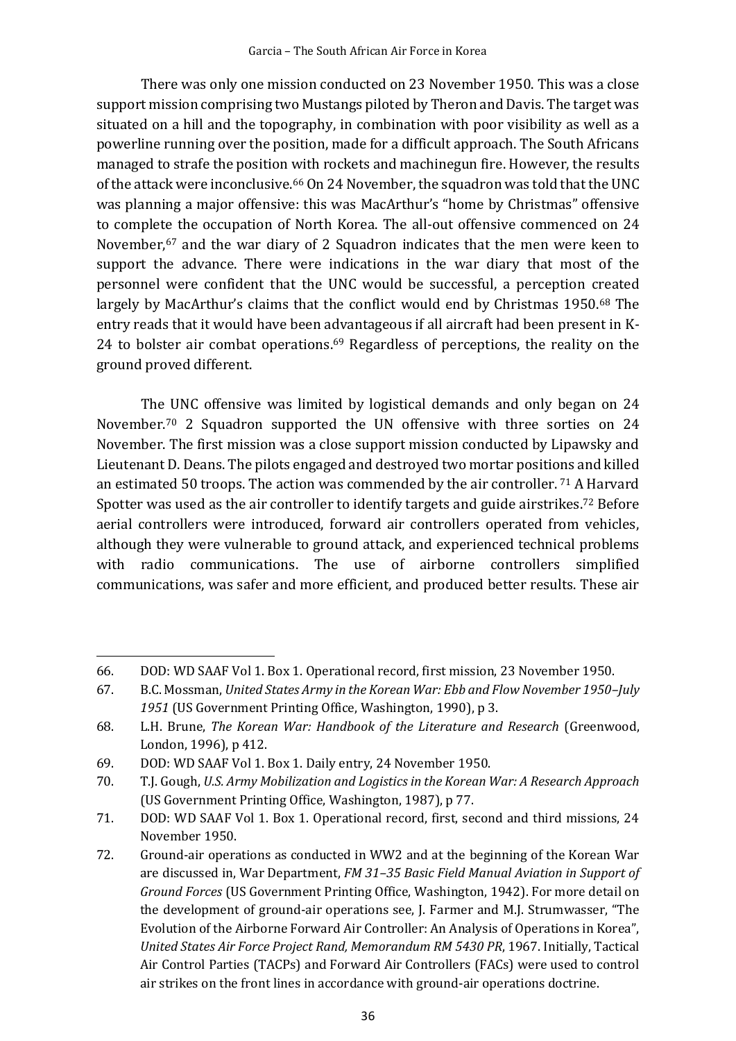There was only one mission conducted on 23 November 1950. This was a close support mission comprising two Mustangs piloted by Theron and Davis. The target was situated on a hill and the topography, in combination with poor visibility as well as a powerline running over the position, made for a difficult approach. The South Africans managed to strafe the position with rockets and machinegun fire. However, the results of the attack were inconclusive.[66] On 24 November, the squadron was told that the UNC was planning a major offensive: this was MacArthur's "home by Christmas" offensive to complete the occupation of North Korea. The all-out offensive commenced on 24 November,[67] and the war diary of 2 Squadron indicates that the men were keen to support the advance. There were indications in the war diary that most of the personnel were confident that the UNC would be successful, a perception created largely by MacArthur's claims that the conflict would end by Christmas 1950.[68] The entry reads that it would have been advantageous if all aircraft had been present in K-24 to bolster air combat operations.[69] Regardless of perceptions, the reality on the ground proved different.

The UNC offensive was limited by logistical demands and only began on 24 November.[70] 2 Squadron supported the UN offensive with three sorties on 24 November. The first mission was a close support mission conducted by Lipawsky and Lieutenant D. Deans. The pilots engaged and destroyed two mortar positions and killed an estimated 50 troops. The action was commended by the air controller.[71] A Harvard Spotter was used as the air controller to identify targets and guide airstrikes.[72] Before aerial controllers were introduced, forward air controllers operated from vehicles, although they were vulnerable to ground attack, and experienced technical problems with radio communications. The use of airborne controllers simplified communications, was safer and more efficient, and produced better results. These air

---

66. DOD: WD SAAF Vol 1. Box 1. Operational record, first mission, 23 November 1950.
67. B.C. Mossman, *United States Army in the Korean War: Ebb and Flow November 1950–July 1951* (US Government Printing Office, Washington, 1990), p 3.
68. L.H. Brune, *The Korean War: Handbook of the Literature and Research* (Greenwood, London, 1996), p 412.
69. DOD: WD SAAF Vol 1. Box 1. Daily entry, 24 November 1950.
70. T.J. Gough, *U.S. Army Mobilization and Logistics in the Korean War: A Research Approach* (US Government Printing Office, Washington, 1987), p 77.
71. DOD: WD SAAF Vol 1. Box 1. Operational record, first, second and third missions, 24 November 1950.
72. Ground-air operations as conducted in WW2 and at the beginning of the Korean War are discussed in, War Department, *FM 31–35 Basic Field Manual Aviation in Support of Ground Forces* (US Government Printing Office, Washington, 1942). For more detail on the development of ground-air operations see, J. Farmer and M.J. Strumwasser, "The Evolution of the Airborne Forward Air Controller: An Analysis of Operations in Korea", *United States Air Force Project Rand, Memorandum RM 5430 PR*, 1967. Initially, Tactical Air Control Parties (TACPs) and Forward Air Controllers (FACs) were used to control air strikes on the front lines in accordance with ground-air operations doctrine.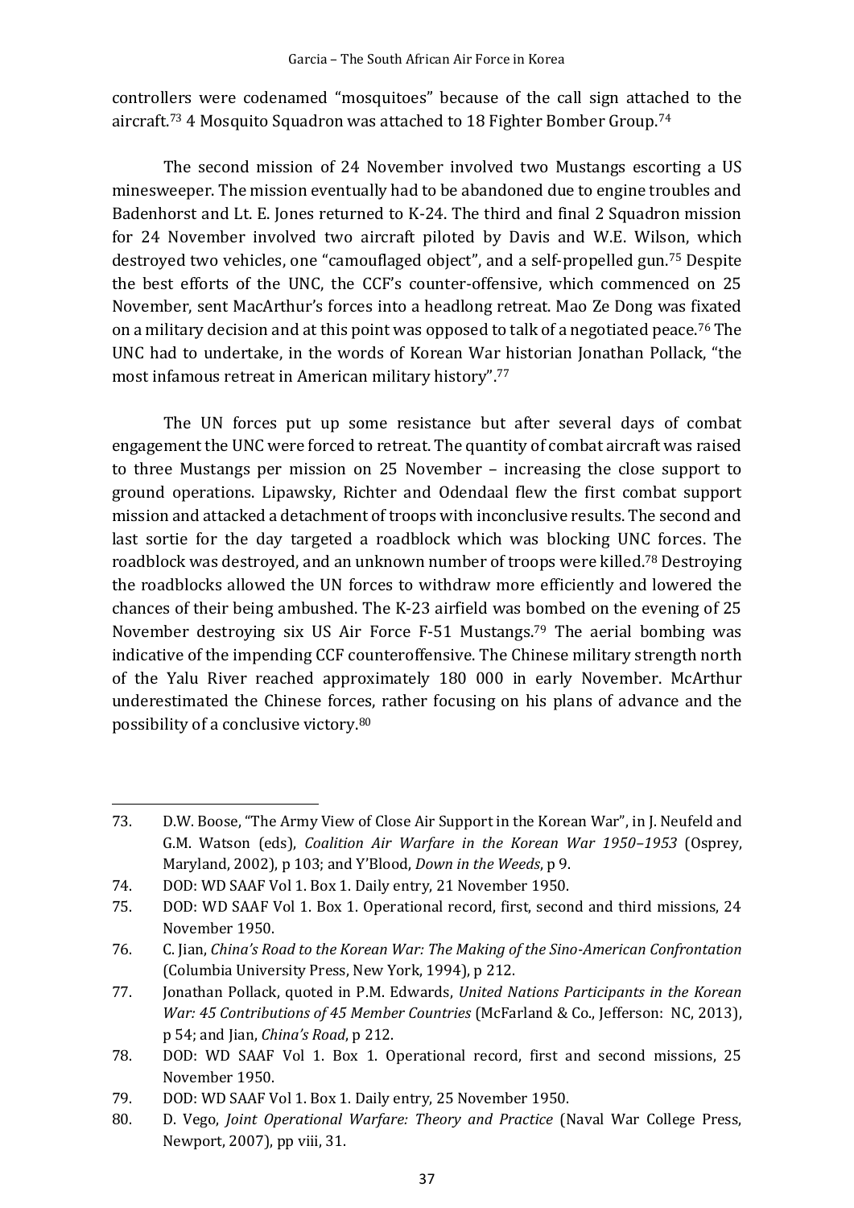controllers were codenamed "mosquitoes" because of the call sign attached to the aircraft.[73] 4 Mosquito Squadron was attached to 18 Fighter Bomber Group.[74]

The second mission of 24 November involved two Mustangs escorting a US minesweeper. The mission eventually had to be abandoned due to engine troubles and Badenhorst and Lt. E. Jones returned to K-24. The third and final 2 Squadron mission for 24 November involved two aircraft piloted by Davis and W.E. Wilson, which destroyed two vehicles, one "camouflaged object", and a self-propelled gun.[75] Despite the best efforts of the UNC, the CCF's counter-offensive, which commenced on 25 November, sent MacArthur's forces into a headlong retreat. Mao Ze Dong was fixated on a military decision and at this point was opposed to talk of a negotiated peace.[76] The UNC had to undertake, in the words of Korean War historian Jonathan Pollack, "the most infamous retreat in American military history".[77]

The UN forces put up some resistance but after several days of combat engagement the UNC were forced to retreat. The quantity of combat aircraft was raised to three Mustangs per mission on 25 November – increasing the close support to ground operations. Lipawsky, Richter and Odendaal flew the first combat support mission and attacked a detachment of troops with inconclusive results. The second and last sortie for the day targeted a roadblock which was blocking UNC forces. The roadblock was destroyed, and an unknown number of troops were killed.[78] Destroying the roadblocks allowed the UN forces to withdraw more efficiently and lowered the chances of their being ambushed. The K-23 airfield was bombed on the evening of 25 November destroying six US Air Force F-51 Mustangs.[79] The aerial bombing was indicative of the impending CCF counteroffensive. The Chinese military strength north of the Yalu River reached approximately 180 000 in early November. McArthur underestimated the Chinese forces, rather focusing on his plans of advance and the possibility of a conclusive victory.[80]

---

73. D.W. Boose, "The Army View of Close Air Support in the Korean War", in J. Neufeld and G.M. Watson (eds), *Coalition Air Warfare in the Korean War 1950–1953* (Osprey, Maryland, 2002), p 103; and Y'Blood, *Down in the Weeds*, p 9.
74. DOD: WD SAAF Vol 1. Box 1. Daily entry, 21 November 1950.
75. DOD: WD SAAF Vol 1. Box 1. Operational record, first, second and third missions, 24 November 1950.
76. C. Jian, *China's Road to the Korean War: The Making of the Sino-American Confrontation* (Columbia University Press, New York, 1994), p 212.
77. Jonathan Pollack, quoted in P.M. Edwards, *United Nations Participants in the Korean War: 45 Contributions of 45 Member Countries* (McFarland & Co., Jefferson: NC, 2013), p 54; and Jian, *China's Road*, p 212.
78. DOD: WD SAAF Vol 1. Box 1. Operational record, first and second missions, 25 November 1950.
79. DOD: WD SAAF Vol 1. Box 1. Daily entry, 25 November 1950.
80. D. Vego, *Joint Operational Warfare: Theory and Practice* (Naval War College Press, Newport, 2007), pp viii, 31.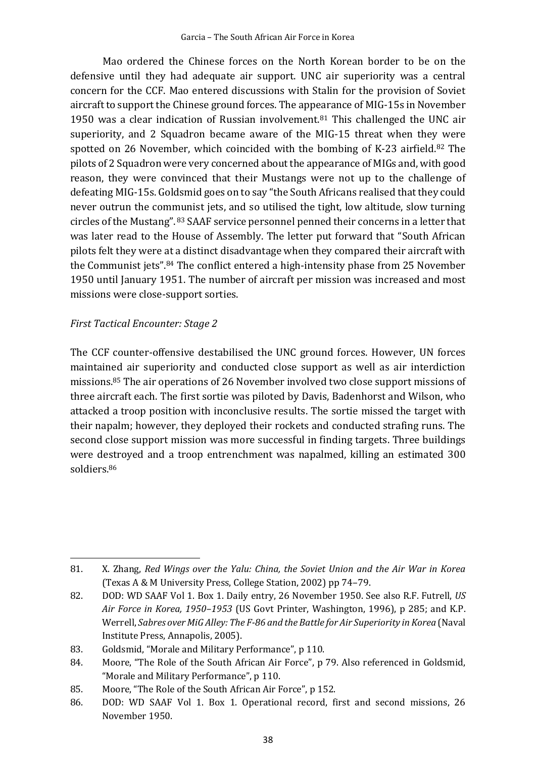Mao ordered the Chinese forces on the North Korean border to be on the defensive until they had adequate air support. UNC air superiority was a central concern for the CCF. Mao entered discussions with Stalin for the provision of Soviet aircraft to support the Chinese ground forces. The appearance of MIG-15s in November 1950 was a clear indication of Russian involvement.[81] This challenged the UNC air superiority, and 2 Squadron became aware of the MIG-15 threat when they were spotted on 26 November, which coincided with the bombing of K-23 airfield.[82] The pilots of 2 Squadron were very concerned about the appearance of MIGs and, with good reason, they were convinced that their Mustangs were not up to the challenge of defeating MIG-15s. Goldsmid goes on to say "the South Africans realised that they could never outrun the communist jets, and so utilised the tight, low altitude, slow turning circles of the Mustang".[83] SAAF service personnel penned their concerns in a letter that was later read to the House of Assembly. The letter put forward that "South African pilots felt they were at a distinct disadvantage when they compared their aircraft with the Communist jets".[84] The conflict entered a high-intensity phase from 25 November 1950 until January 1951. The number of aircraft per mission was increased and most missions were close-support sorties.

*First Tactical Encounter: Stage 2*

The CCF counter-offensive destabilised the UNC ground forces. However, UN forces maintained air superiority and conducted close support as well as air interdiction missions.[85] The air operations of 26 November involved two close support missions of three aircraft each. The first sortie was piloted by Davis, Badenhorst and Wilson, who attacked a troop position with inconclusive results. The sortie missed the target with their napalm; however, they deployed their rockets and conducted strafing runs. The second close support mission was more successful in finding targets. Three buildings were destroyed and a troop entrenchment was napalmed, killing an estimated 300 soldiers.[86]

---

81. X. Zhang, *Red Wings over the Yalu: China, the Soviet Union and the Air War in Korea* (Texas A & M University Press, College Station, 2002) pp 74–79.
82. DOD: WD SAAF Vol 1. Box 1. Daily entry, 26 November 1950. See also R.F. Futrell, *US Air Force in Korea, 1950–1953* (US Govt Printer, Washington, 1996), p 285; and K.P. Werrell, *Sabres over MiG Alley: The F-86 and the Battle for Air Superiority in Korea* (Naval Institute Press, Annapolis, 2005).
83. Goldsmid, "Morale and Military Performance", p 110.
84. Moore, "The Role of the South African Air Force", p 79. Also referenced in Goldsmid, "Morale and Military Performance", p 110.
85. Moore, "The Role of the South African Air Force", p 152.
86. DOD: WD SAAF Vol 1. Box 1. Operational record, first and second missions, 26 November 1950.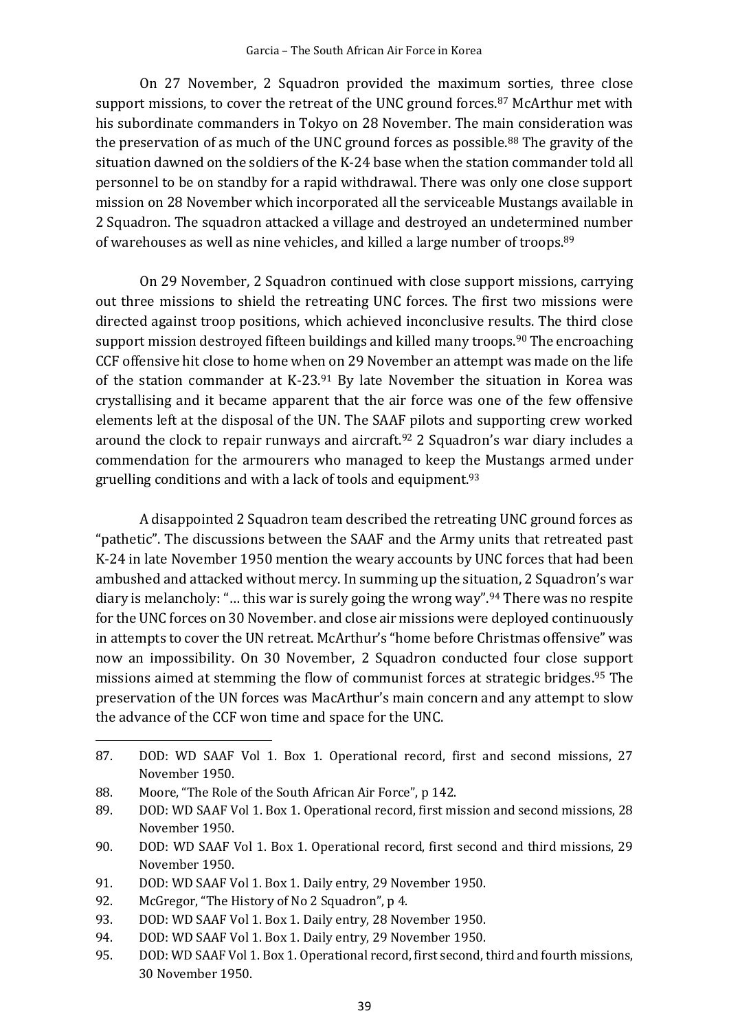On 27 November, 2 Squadron provided the maximum sorties, three close support missions, to cover the retreat of the UNC ground forces.[87] McArthur met with his subordinate commanders in Tokyo on 28 November. The main consideration was the preservation of as much of the UNC ground forces as possible.[88] The gravity of the situation dawned on the soldiers of the K-24 base when the station commander told all personnel to be on standby for a rapid withdrawal. There was only one close support mission on 28 November which incorporated all the serviceable Mustangs available in 2 Squadron. The squadron attacked a village and destroyed an undetermined number of warehouses as well as nine vehicles, and killed a large number of troops.[89]

On 29 November, 2 Squadron continued with close support missions, carrying out three missions to shield the retreating UNC forces. The first two missions were directed against troop positions, which achieved inconclusive results. The third close support mission destroyed fifteen buildings and killed many troops.[90] The encroaching CCF offensive hit close to home when on 29 November an attempt was made on the life of the station commander at K-23.[91] By late November the situation in Korea was crystallising and it became apparent that the air force was one of the few offensive elements left at the disposal of the UN. The SAAF pilots and supporting crew worked around the clock to repair runways and aircraft.[92] 2 Squadron's war diary includes a commendation for the armourers who managed to keep the Mustangs armed under gruelling conditions and with a lack of tools and equipment.[93]

A disappointed 2 Squadron team described the retreating UNC ground forces as "pathetic". The discussions between the SAAF and the Army units that retreated past K-24 in late November 1950 mention the weary accounts by UNC forces that had been ambushed and attacked without mercy. In summing up the situation, 2 Squadron's war diary is melancholy: "… this war is surely going the wrong way".[94] There was no respite for the UNC forces on 30 November. and close air missions were deployed continuously in attempts to cover the UN retreat. McArthur's "home before Christmas offensive" was now an impossibility. On 30 November, 2 Squadron conducted four close support missions aimed at stemming the flow of communist forces at strategic bridges.[95] The preservation of the UN forces was MacArthur's main concern and any attempt to slow the advance of the CCF won time and space for the UNC.

---

87. DOD: WD SAAF Vol 1. Box 1. Operational record, first and second missions, 27 November 1950.
88. Moore, "The Role of the South African Air Force", p 142.
89. DOD: WD SAAF Vol 1. Box 1. Operational record, first mission and second missions, 28 November 1950.
90. DOD: WD SAAF Vol 1. Box 1. Operational record, first second and third missions, 29 November 1950.
91. DOD: WD SAAF Vol 1. Box 1. Daily entry, 29 November 1950.
92. McGregor, "The History of No 2 Squadron", p 4.
93. DOD: WD SAAF Vol 1. Box 1. Daily entry, 28 November 1950.
94. DOD: WD SAAF Vol 1. Box 1. Daily entry, 29 November 1950.
95. DOD: WD SAAF Vol 1. Box 1. Operational record, first second, third and fourth missions, 30 November 1950.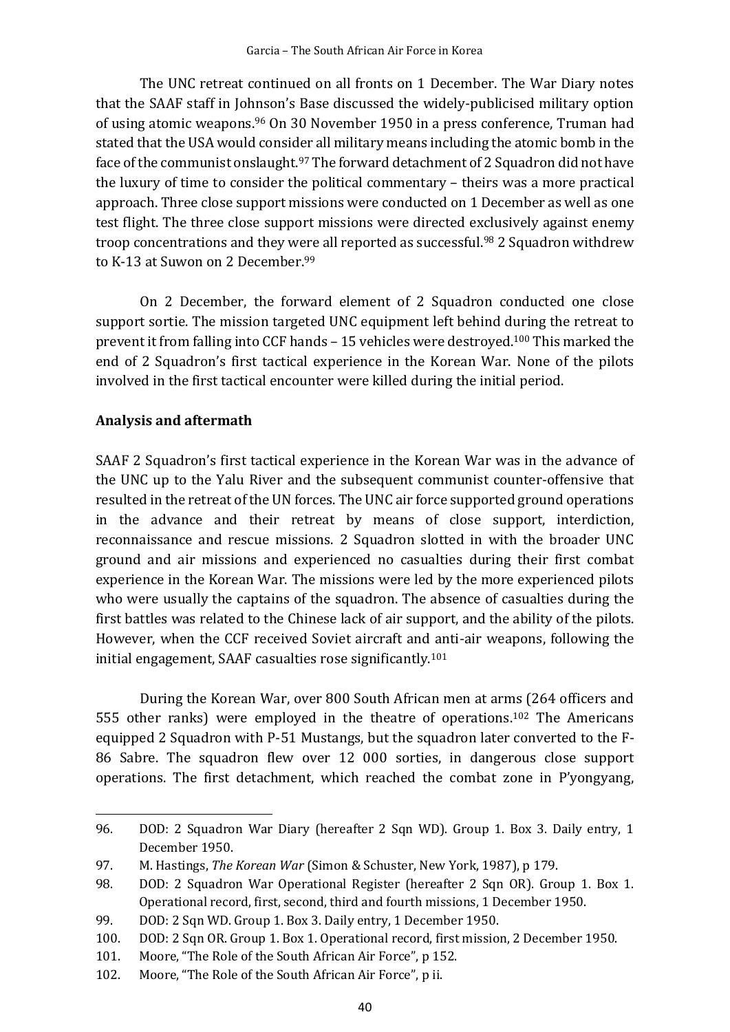The UNC retreat continued on all fronts on 1 December. The War Diary notes that the SAAF staff in Johnson's Base discussed the widely-publicised military option of using atomic weapons.[96] On 30 November 1950 in a press conference, Truman had stated that the USA would consider all military means including the atomic bomb in the face of the communist onslaught.[97] The forward detachment of 2 Squadron did not have the luxury of time to consider the political commentary – theirs was a more practical approach. Three close support missions were conducted on 1 December as well as one test flight. The three close support missions were directed exclusively against enemy troop concentrations and they were all reported as successful.[98] 2 Squadron withdrew to K-13 at Suwon on 2 December.[99]

On 2 December, the forward element of 2 Squadron conducted one close support sortie. The mission targeted UNC equipment left behind during the retreat to prevent it from falling into CCF hands – 15 vehicles were destroyed.[100] This marked the end of 2 Squadron's first tactical experience in the Korean War. None of the pilots involved in the first tactical encounter were killed during the initial period.

## Analysis and aftermath

SAAF 2 Squadron's first tactical experience in the Korean War was in the advance of the UNC up to the Yalu River and the subsequent communist counter-offensive that resulted in the retreat of the UN forces. The UNC air force supported ground operations in the advance and their retreat by means of close support, interdiction, reconnaissance and rescue missions. 2 Squadron slotted in with the broader UNC ground and air missions and experienced no casualties during their first combat experience in the Korean War. The missions were led by the more experienced pilots who were usually the captains of the squadron. The absence of casualties during the first battles was related to the Chinese lack of air support, and the ability of the pilots. However, when the CCF received Soviet aircraft and anti-air weapons, following the initial engagement, SAAF casualties rose significantly.[101]

During the Korean War, over 800 South African men at arms (264 officers and 555 other ranks) were employed in the theatre of operations.[102] The Americans equipped 2 Squadron with P-51 Mustangs, but the squadron later converted to the F-86 Sabre. The squadron flew over 12 000 sorties, in dangerous close support operations. The first detachment, which reached the combat zone in P'yongyang,

---

96. DOD: 2 Squadron War Diary (hereafter 2 Sqn WD). Group 1. Box 3. Daily entry, 1 December 1950.
97. M. Hastings, *The Korean War* (Simon & Schuster, New York, 1987), p 179.
98. DOD: 2 Squadron War Operational Register (hereafter 2 Sqn OR). Group 1. Box 1. Operational record, first, second, third and fourth missions, 1 December 1950.
99. DOD: 2 Sqn WD. Group 1. Box 3. Daily entry, 1 December 1950.
100. DOD: 2 Sqn OR. Group 1. Box 1. Operational record, first mission, 2 December 1950.
101. Moore, "The Role of the South African Air Force", p 152.
102. Moore, "The Role of the South African Air Force", p ii.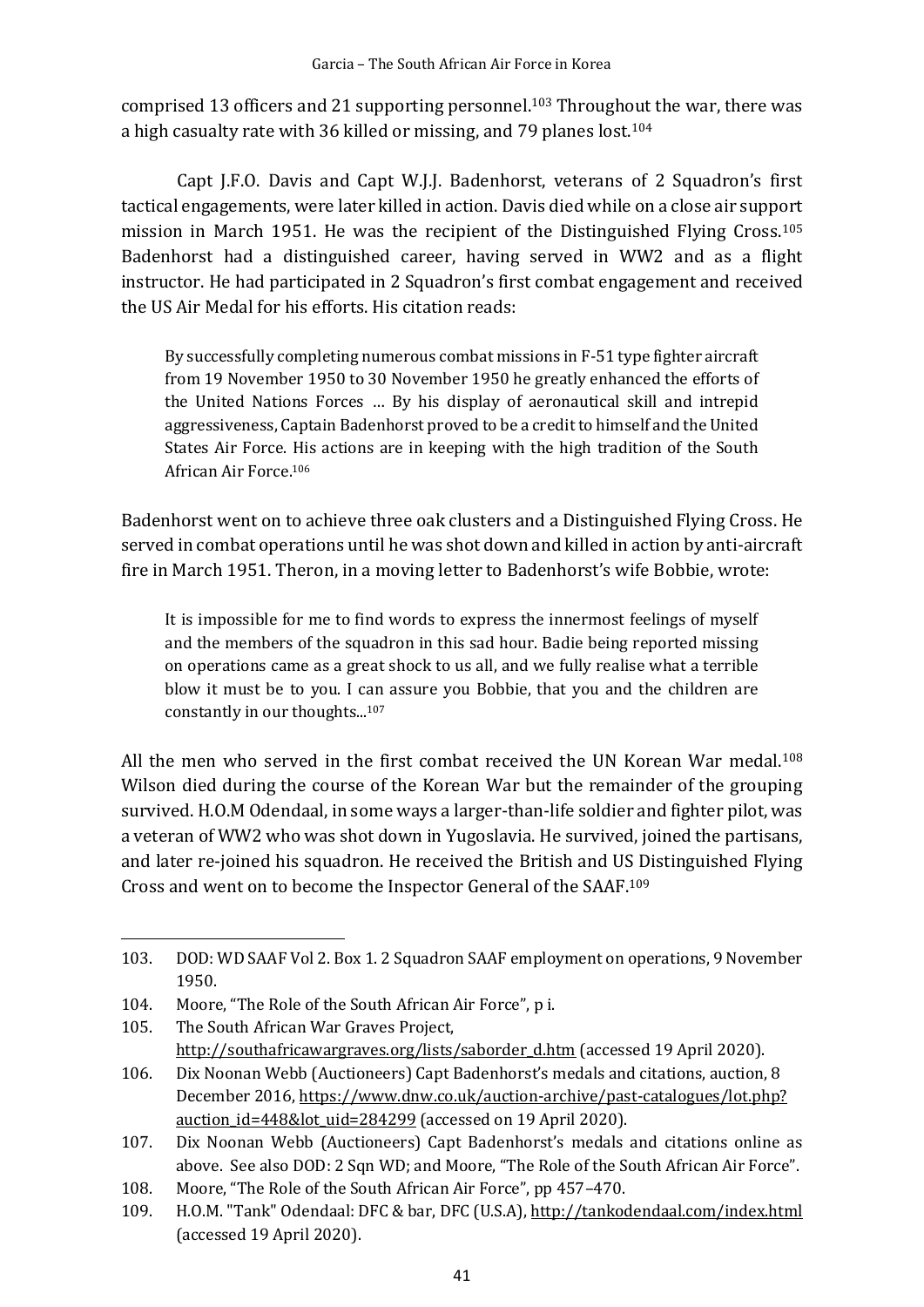comprised 13 officers and 21 supporting personnel.[103] Throughout the war, there was a high casualty rate with 36 killed or missing, and 79 planes lost.[104]

Capt J.F.O. Davis and Capt W.J.J. Badenhorst, veterans of 2 Squadron's first tactical engagements, were later killed in action. Davis died while on a close air support mission in March 1951. He was the recipient of the Distinguished Flying Cross.[105] Badenhorst had a distinguished career, having served in WW2 and as a flight instructor. He had participated in 2 Squadron's first combat engagement and received the US Air Medal for his efforts. His citation reads:

> By successfully completing numerous combat missions in F-51 type fighter aircraft from 19 November 1950 to 30 November 1950 he greatly enhanced the efforts of the United Nations Forces … By his display of aeronautical skill and intrepid aggressiveness, Captain Badenhorst proved to be a credit to himself and the United States Air Force. His actions are in keeping with the high tradition of the South African Air Force.[106]

Badenhorst went on to achieve three oak clusters and a Distinguished Flying Cross. He served in combat operations until he was shot down and killed in action by anti-aircraft fire in March 1951. Theron, in a moving letter to Badenhorst's wife Bobbie, wrote:

> It is impossible for me to find words to express the innermost feelings of myself and the members of the squadron in this sad hour. Badie being reported missing on operations came as a great shock to us all, and we fully realise what a terrible blow it must be to you. I can assure you Bobbie, that you and the children are constantly in our thoughts...[107]

All the men who served in the first combat received the UN Korean War medal.[108] Wilson died during the course of the Korean War but the remainder of the grouping survived. H.O.M Odendaal, in some ways a larger-than-life soldier and fighter pilot, was a veteran of WW2 who was shot down in Yugoslavia. He survived, joined the partisans, and later re-joined his squadron. He received the British and US Distinguished Flying Cross and went on to become the Inspector General of the SAAF.[109]

---

103. DOD: WD SAAF Vol 2. Box 1. 2 Squadron SAAF employment on operations, 9 November 1950.
104. Moore, "The Role of the South African Air Force", p i.
105. The South African War Graves Project, http://southafricawargraves.org/lists/saborder_d.htm (accessed 19 April 2020).
106. Dix Noonan Webb (Auctioneers) Capt Badenhorst's medals and citations, auction, 8 December 2016, https://www.dnw.co.uk/auction-archive/past-catalogues/lot.php?auction_id=448&lot_uid=284299 (accessed on 19 April 2020).
107. Dix Noonan Webb (Auctioneers) Capt Badenhorst's medals and citations online as above. See also DOD: 2 Sqn WD; and Moore, "The Role of the South African Air Force".
108. Moore, "The Role of the South African Air Force", pp 457–470.
109. H.O.M. "Tank" Odendaal: DFC & bar, DFC (U.S.A), http://tankodendaal.com/index.html (accessed 19 April 2020).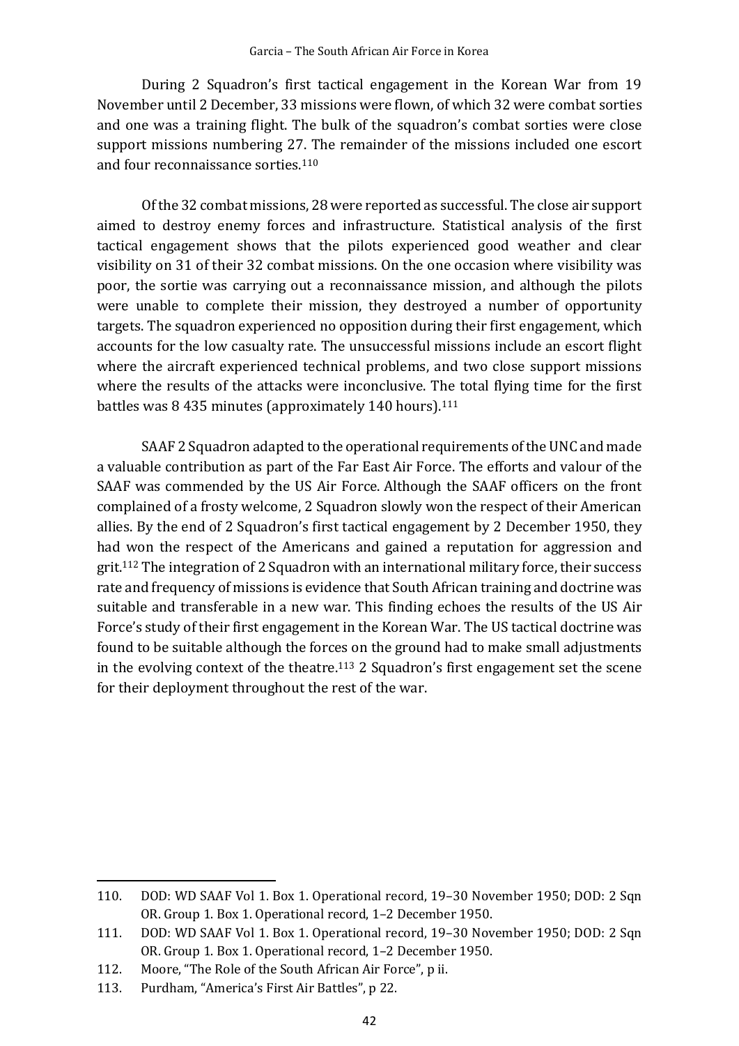During 2 Squadron's first tactical engagement in the Korean War from 19 November until 2 December, 33 missions were flown, of which 32 were combat sorties and one was a training flight. The bulk of the squadron's combat sorties were close support missions numbering 27. The remainder of the missions included one escort and four reconnaissance sorties.[110]

Of the 32 combat missions, 28 were reported as successful. The close air support aimed to destroy enemy forces and infrastructure. Statistical analysis of the first tactical engagement shows that the pilots experienced good weather and clear visibility on 31 of their 32 combat missions. On the one occasion where visibility was poor, the sortie was carrying out a reconnaissance mission, and although the pilots were unable to complete their mission, they destroyed a number of opportunity targets. The squadron experienced no opposition during their first engagement, which accounts for the low casualty rate. The unsuccessful missions include an escort flight where the aircraft experienced technical problems, and two close support missions where the results of the attacks were inconclusive. The total flying time for the first battles was 8 435 minutes (approximately 140 hours).[111]

SAAF 2 Squadron adapted to the operational requirements of the UNC and made a valuable contribution as part of the Far East Air Force. The efforts and valour of the SAAF was commended by the US Air Force. Although the SAAF officers on the front complained of a frosty welcome, 2 Squadron slowly won the respect of their American allies. By the end of 2 Squadron's first tactical engagement by 2 December 1950, they had won the respect of the Americans and gained a reputation for aggression and grit.[112] The integration of 2 Squadron with an international military force, their success rate and frequency of missions is evidence that South African training and doctrine was suitable and transferable in a new war. This finding echoes the results of the US Air Force's study of their first engagement in the Korean War. The US tactical doctrine was found to be suitable although the forces on the ground had to make small adjustments in the evolving context of the theatre.[113] 2 Squadron's first engagement set the scene for their deployment throughout the rest of the war.

---

110. DOD: WD SAAF Vol 1. Box 1. Operational record, 19–30 November 1950; DOD: 2 Sqn OR. Group 1. Box 1. Operational record, 1–2 December 1950.
111. DOD: WD SAAF Vol 1. Box 1. Operational record, 19–30 November 1950; DOD: 2 Sqn OR. Group 1. Box 1. Operational record, 1–2 December 1950.
112. Moore, "The Role of the South African Air Force", p ii.
113. Purdham, "America's First Air Battles", p 22.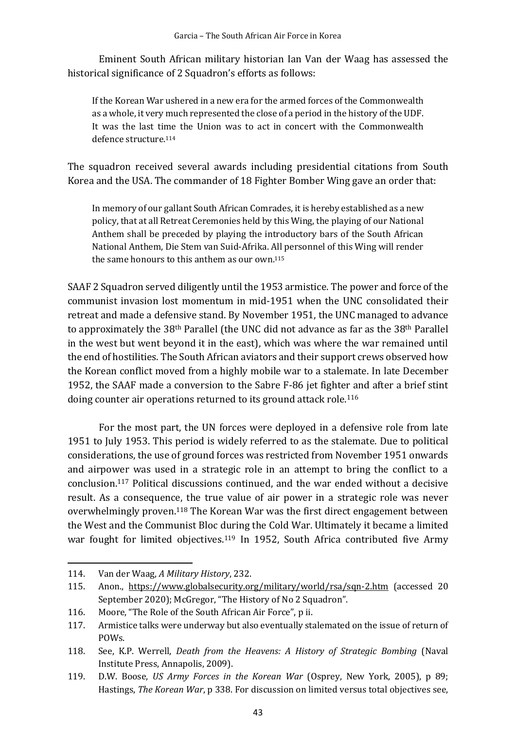Eminent South African military historian Ian Van der Waag has assessed the historical significance of 2 Squadron's efforts as follows:

> If the Korean War ushered in a new era for the armed forces of the Commonwealth as a whole, it very much represented the close of a period in the history of the UDF. It was the last time the Union was to act in concert with the Commonwealth defence structure.[114]

The squadron received several awards including presidential citations from South Korea and the USA. The commander of 18 Fighter Bomber Wing gave an order that:

> In memory of our gallant South African Comrades, it is hereby established as a new policy, that at all Retreat Ceremonies held by this Wing, the playing of our National Anthem shall be preceded by playing the introductory bars of the South African National Anthem, Die Stem van Suid-Afrika. All personnel of this Wing will render the same honours to this anthem as our own.[115]

SAAF 2 Squadron served diligently until the 1953 armistice. The power and force of the communist invasion lost momentum in mid-1951 when the UNC consolidated their retreat and made a defensive stand. By November 1951, the UNC managed to advance to approximately the 38th Parallel (the UNC did not advance as far as the 38th Parallel in the west but went beyond it in the east), which was where the war remained until the end of hostilities. The South African aviators and their support crews observed how the Korean conflict moved from a highly mobile war to a stalemate. In late December 1952, the SAAF made a conversion to the Sabre F-86 jet fighter and after a brief stint doing counter air operations returned to its ground attack role.[116]

For the most part, the UN forces were deployed in a defensive role from late 1951 to July 1953. This period is widely referred to as the stalemate. Due to political considerations, the use of ground forces was restricted from November 1951 onwards and airpower was used in a strategic role in an attempt to bring the conflict to a conclusion.[117] Political discussions continued, and the war ended without a decisive result. As a consequence, the true value of air power in a strategic role was never overwhelmingly proven.[118] The Korean War was the first direct engagement between the West and the Communist Bloc during the Cold War. Ultimately it became a limited war fought for limited objectives.[119] In 1952, South Africa contributed five Army

---

114. Van der Waag, *A Military History*, 232.
115. Anon., https://www.globalsecurity.org/military/world/rsa/sqn-2.htm (accessed 20 September 2020); McGregor, "The History of No 2 Squadron".
116. Moore, "The Role of the South African Air Force", p ii.
117. Armistice talks were underway but also eventually stalemated on the issue of return of POWs.
118. See, K.P. Werrell, *Death from the Heavens: A History of Strategic Bombing* (Naval Institute Press, Annapolis, 2009).
119. D.W. Boose, *US Army Forces in the Korean War* (Osprey, New York, 2005), p 89; Hastings, *The Korean War*, p 338. For discussion on limited versus total objectives see,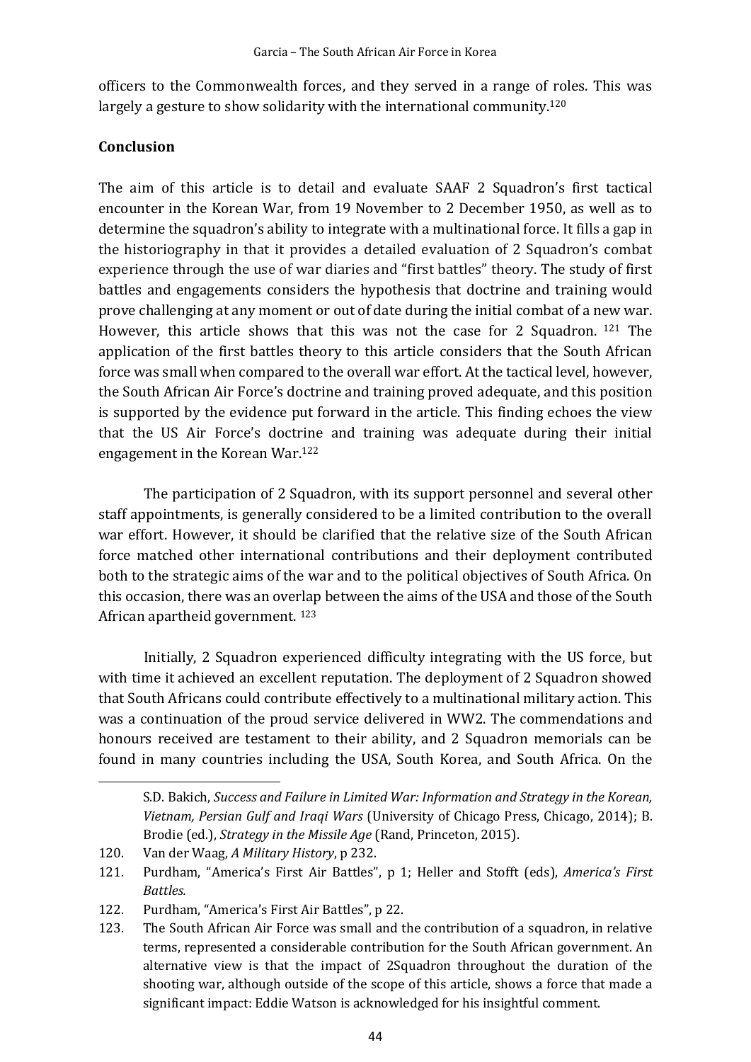officers to the Commonwealth forces, and they served in a range of roles. This was largely a gesture to show solidarity with the international community.[120]

## Conclusion

The aim of this article is to detail and evaluate SAAF 2 Squadron's first tactical encounter in the Korean War, from 19 November to 2 December 1950, as well as to determine the squadron's ability to integrate with a multinational force. It fills a gap in the historiography in that it provides a detailed evaluation of 2 Squadron's combat experience through the use of war diaries and "first battles" theory. The study of first battles and engagements considers the hypothesis that doctrine and training would prove challenging at any moment or out of date during the initial combat of a new war. However, this article shows that this was not the case for 2 Squadron. [121] The application of the first battles theory to this article considers that the South African force was small when compared to the overall war effort. At the tactical level, however, the South African Air Force's doctrine and training proved adequate, and this position is supported by the evidence put forward in the article. This finding echoes the view that the US Air Force's doctrine and training was adequate during their initial engagement in the Korean War.[122]

The participation of 2 Squadron, with its support personnel and several other staff appointments, is generally considered to be a limited contribution to the overall war effort. However, it should be clarified that the relative size of the South African force matched other international contributions and their deployment contributed both to the strategic aims of the war and to the political objectives of South Africa. On this occasion, there was an overlap between the aims of the USA and those of the South African apartheid government. [123]

Initially, 2 Squadron experienced difficulty integrating with the US force, but with time it achieved an excellent reputation. The deployment of 2 Squadron showed that South Africans could contribute effectively to a multinational military action. This was a continuation of the proud service delivered in WW2. The commendations and honours received are testament to their ability, and 2 Squadron memorials can be found in many countries including the USA, South Korea, and South Africa. On the

---

S.D. Bakich, *Success and Failure in Limited War: Information and Strategy in the Korean, Vietnam, Persian Gulf and Iraqi Wars* (University of Chicago Press, Chicago, 2014); B. Brodie (ed.), *Strategy in the Missile Age* (Rand, Princeton, 2015).

120. Van der Waag, *A Military History*, p 232.
121. Purdham, "America's First Air Battles", p 1; Heller and Stofft (eds), *America's First Battles.*
122. Purdham, "America's First Air Battles", p 22.
123. The South African Air Force was small and the contribution of a squadron, in relative terms, represented a considerable contribution for the South African government. An alternative view is that the impact of 2Squadron throughout the duration of the shooting war, although outside of the scope of this article, shows a force that made a significant impact: Eddie Watson is acknowledged for his insightful comment.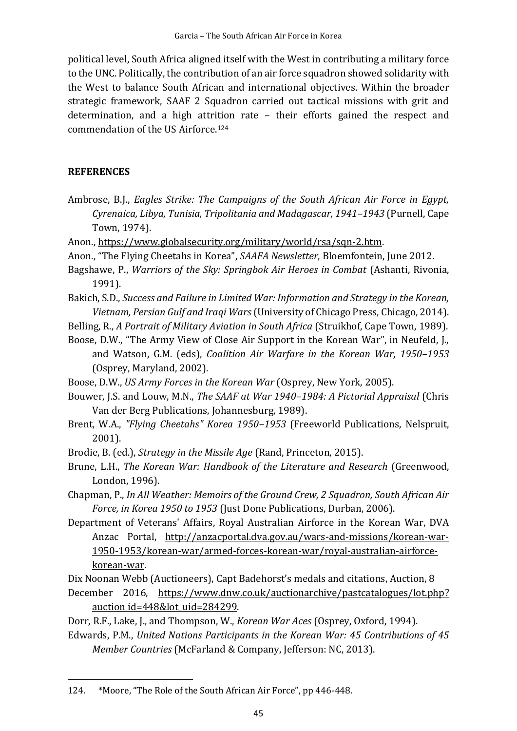political level, South Africa aligned itself with the West in contributing a military force to the UNC. Politically, the contribution of an air force squadron showed solidarity with the West to balance South African and international objectives. Within the broader strategic framework, SAAF 2 Squadron carried out tactical missions with grit and determination, and a high attrition rate – their efforts gained the respect and commendation of the US Airforce.[124]

## REFERENCES

Ambrose, B.J., *Eagles Strike: The Campaigns of the South African Air Force in Egypt, Cyrenaica, Libya, Tunisia, Tripolitania and Madagascar, 1941–1943* (Purnell, Cape Town, 1974).

Anon., https://www.globalsecurity.org/military/world/rsa/sqn-2.htm.

Anon., "The Flying Cheetahs in Korea", *SAAFA Newsletter*, Bloemfontein, June 2012.

Bagshawe, P., *Warriors of the Sky: Springbok Air Heroes in Combat* (Ashanti, Rivonia, 1991).

Bakich, S.D., *Success and Failure in Limited War: Information and Strategy in the Korean, Vietnam, Persian Gulf and Iraqi Wars* (University of Chicago Press, Chicago, 2014).

Belling, R., *A Portrait of Military Aviation in South Africa* (Struikhof, Cape Town, 1989).

Boose, D.W., "The Army View of Close Air Support in the Korean War", in Neufeld, J., and Watson, G.M. (eds), *Coalition Air Warfare in the Korean War, 1950–1953* (Osprey, Maryland, 2002).

Boose, D.W., *US Army Forces in the Korean War* (Osprey, New York, 2005).

Bouwer, J.S. and Louw, M.N., *The SAAF at War 1940–1984: A Pictorial Appraisal* (Chris Van der Berg Publications, Johannesburg, 1989).

Brent, W.A., *"Flying Cheetahs" Korea 1950–1953* (Freeworld Publications, Nelspruit, 2001).

Brodie, B. (ed.), *Strategy in the Missile Age* (Rand, Princeton, 2015).

Brune, L.H., *The Korean War: Handbook of the Literature and Research* (Greenwood, London, 1996).

Chapman, P., *In All Weather: Memoirs of the Ground Crew, 2 Squadron, South African Air Force, in Korea 1950 to 1953* (Just Done Publications, Durban, 2006).

Department of Veterans' Affairs, Royal Australian Airforce in the Korean War, DVA Anzac Portal, http://anzacportal.dva.gov.au/wars-and-missions/korean-war-1950-1953/korean-war/armed-forces-korean-war/royal-australian-airforce-korean-war.

Dix Noonan Webb (Auctioneers), Capt Badehorst's medals and citations, Auction, 8 December 2016, https://www.dnw.co.uk/auctionarchive/pastcatalogues/lot.php?auction id=448&lot_uid=284299.

Dorr, R.F., Lake, J., and Thompson, W., *Korean War Aces* (Osprey, Oxford, 1994).

Edwards, P.M., *United Nations Participants in the Korean War: 45 Contributions of 45 Member Countries* (McFarland & Company, Jefferson: NC, 2013).

---

124. *Moore, "The Role of the South African Air Force", pp 446-448.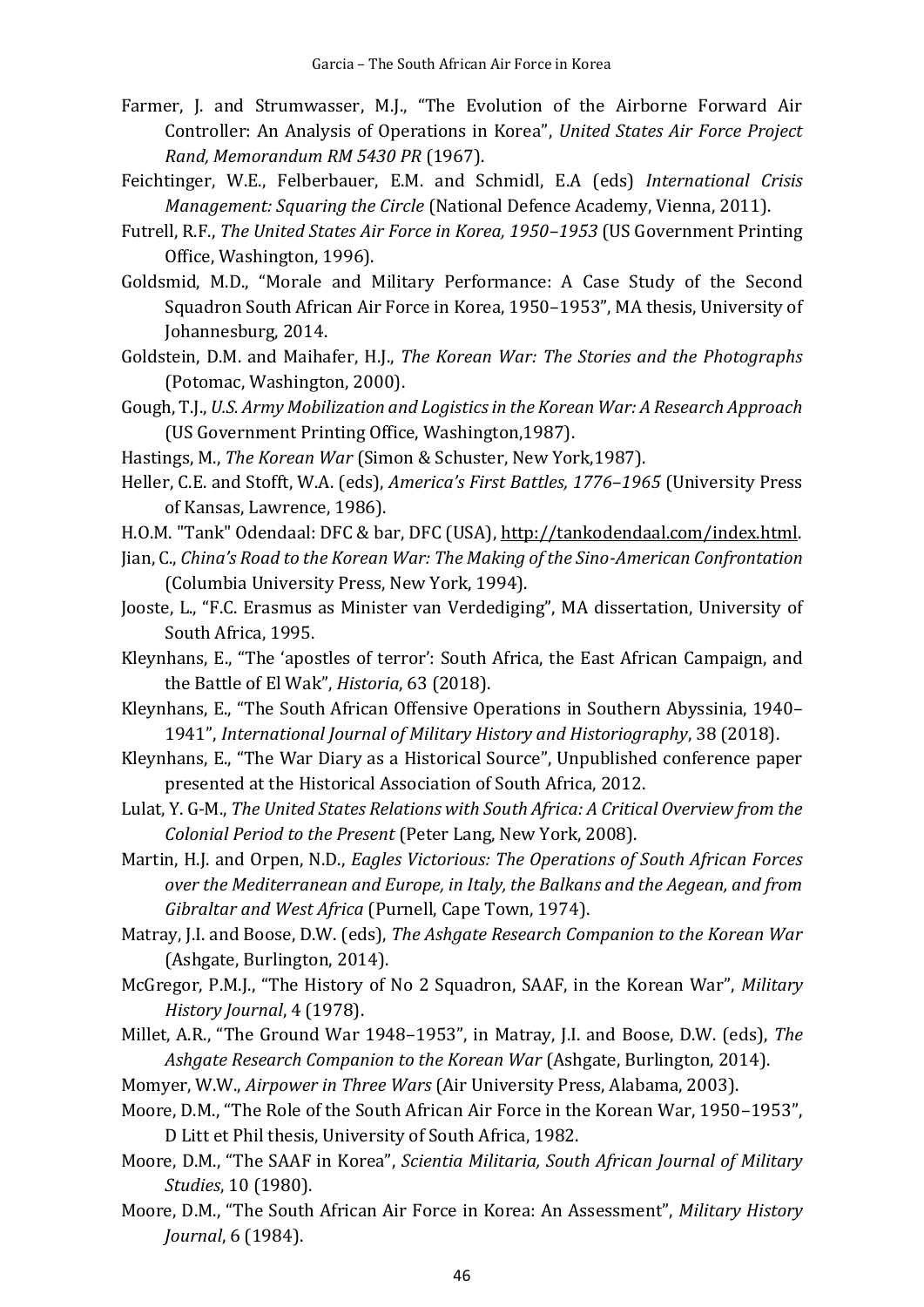Farmer, J. and Strumwasser, M.J., "The Evolution of the Airborne Forward Air Controller: An Analysis of Operations in Korea", *United States Air Force Project Rand, Memorandum RM 5430 PR* (1967).

Feichtinger, W.E., Felberbauer, E.M. and Schmidl, E.A (eds) *International Crisis Management: Squaring the Circle* (National Defence Academy, Vienna, 2011).

Futrell, R.F., *The United States Air Force in Korea, 1950–1953* (US Government Printing Office, Washington, 1996).

Goldsmid, M.D., "Morale and Military Performance: A Case Study of the Second Squadron South African Air Force in Korea, 1950–1953", MA thesis, University of Johannesburg, 2014.

Goldstein, D.M. and Maihafer, H.J., *The Korean War: The Stories and the Photographs* (Potomac, Washington, 2000).

Gough, T.J., *U.S. Army Mobilization and Logistics in the Korean War: A Research Approach* (US Government Printing Office, Washington,1987).

Hastings, M., *The Korean War* (Simon & Schuster, New York,1987).

Heller, C.E. and Stofft, W.A. (eds), *America's First Battles, 1776–1965* (University Press of Kansas, Lawrence, 1986).

H.O.M. "Tank" Odendaal: DFC & bar, DFC (USA), http://tankodendaal.com/index.html.

Jian, C., *China's Road to the Korean War: The Making of the Sino-American Confrontation* (Columbia University Press, New York, 1994).

Jooste, L., "F.C. Erasmus as Minister van Verdediging", MA dissertation, University of South Africa, 1995.

Kleynhans, E., "The 'apostles of terror': South Africa, the East African Campaign, and the Battle of El Wak", *Historia*, 63 (2018).

Kleynhans, E., "The South African Offensive Operations in Southern Abyssinia, 1940–1941", *International Journal of Military History and Historiography*, 38 (2018).

Kleynhans, E., "The War Diary as a Historical Source", Unpublished conference paper presented at the Historical Association of South Africa, 2012.

Lulat, Y. G-M., *The United States Relations with South Africa: A Critical Overview from the Colonial Period to the Present* (Peter Lang, New York, 2008).

Martin, H.J. and Orpen, N.D., *Eagles Victorious: The Operations of South African Forces over the Mediterranean and Europe, in Italy, the Balkans and the Aegean, and from Gibraltar and West Africa* (Purnell, Cape Town, 1974).

Matray, J.I. and Boose, D.W. (eds), *The Ashgate Research Companion to the Korean War* (Ashgate, Burlington, 2014).

McGregor, P.M.J., "The History of No 2 Squadron, SAAF, in the Korean War", *Military History Journal*, 4 (1978).

Millet, A.R., "The Ground War 1948–1953", in Matray, J.I. and Boose, D.W. (eds), *The Ashgate Research Companion to the Korean War* (Ashgate, Burlington, 2014).

Momyer, W.W., *Airpower in Three Wars* (Air University Press, Alabama, 2003).

Moore, D.M., "The Role of the South African Air Force in the Korean War, 1950–1953", D Litt et Phil thesis, University of South Africa, 1982.

Moore, D.M., "The SAAF in Korea", *Scientia Militaria, South African Journal of Military Studies*, 10 (1980).

Moore, D.M., "The South African Air Force in Korea: An Assessment", *Military History Journal*, 6 (1984).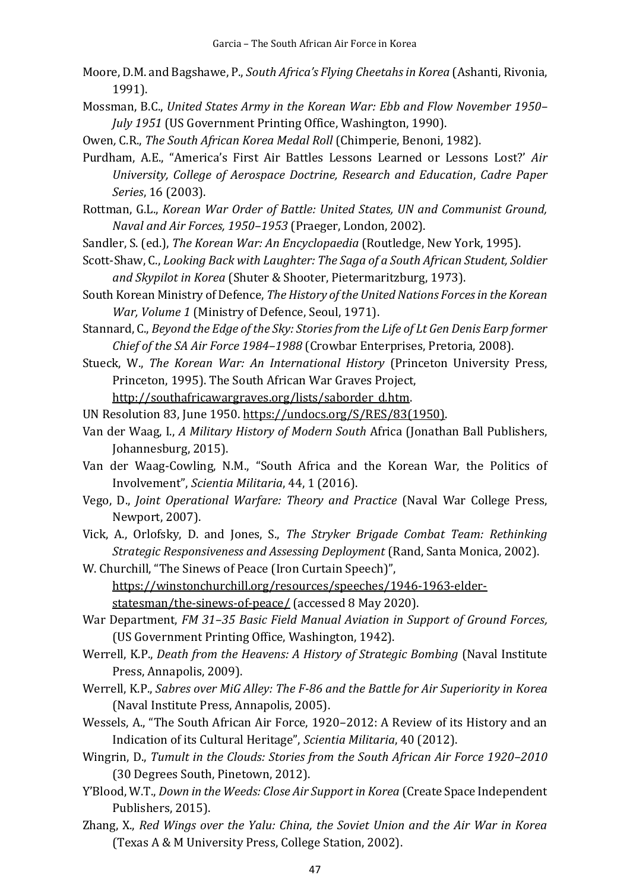Moore, D.M. and Bagshawe, P., *South Africa's Flying Cheetahs in Korea* (Ashanti, Rivonia, 1991).

Mossman, B.C., *United States Army in the Korean War: Ebb and Flow November 1950–July 1951* (US Government Printing Office, Washington, 1990).

Owen, C.R., *The South African Korea Medal Roll* (Chimperie, Benoni, 1982).

Purdham, A.E., "America's First Air Battles Lessons Learned or Lessons Lost?' *Air University, College of Aerospace Doctrine, Research and Education*, *Cadre Paper Series*, 16 (2003).

Rottman, G.L., *Korean War Order of Battle: United States, UN and Communist Ground, Naval and Air Forces, 1950–1953* (Praeger, London, 2002).

Sandler, S. (ed.), *The Korean War: An Encyclopaedia* (Routledge, New York, 1995).

Scott-Shaw, C., *Looking Back with Laughter: The Saga of a South African Student, Soldier and Skypilot in Korea* (Shuter & Shooter, Pietermaritzburg, 1973).

South Korean Ministry of Defence, *The History of the United Nations Forces in the Korean War, Volume 1* (Ministry of Defence, Seoul, 1971).

Stannard, C., *Beyond the Edge of the Sky: Stories from the Life of Lt Gen Denis Earp former Chief of the SA Air Force 1984–1988* (Crowbar Enterprises, Pretoria, 2008).

Stueck, W., *The Korean War: An International History* (Princeton University Press, Princeton, 1995). The South African War Graves Project, http://southafricawargraves.org/lists/saborder_d.htm.

UN Resolution 83, June 1950. https://undocs.org/S/RES/83(1950).

Van der Waag, I., *A Military History of Modern South* Africa (Jonathan Ball Publishers, Johannesburg, 2015).

Van der Waag-Cowling, N.M., "South Africa and the Korean War, the Politics of Involvement", *Scientia Militaria*, 44, 1 (2016).

Vego, D., *Joint Operational Warfare: Theory and Practice* (Naval War College Press, Newport, 2007).

Vick, A., Orlofsky, D. and Jones, S., *The Stryker Brigade Combat Team: Rethinking Strategic Responsiveness and Assessing Deployment* (Rand, Santa Monica, 2002).

W. Churchill, "The Sinews of Peace (Iron Curtain Speech)", https://winstonchurchill.org/resources/speeches/1946-1963-elder-statesman/the-sinews-of-peace/ (accessed 8 May 2020).

War Department, *FM 31–35 Basic Field Manual Aviation in Support of Ground Forces,* (US Government Printing Office, Washington, 1942).

Werrell, K.P., *Death from the Heavens: A History of Strategic Bombing* (Naval Institute Press, Annapolis, 2009).

Werrell, K.P., *Sabres over MiG Alley: The F-86 and the Battle for Air Superiority in Korea* (Naval Institute Press, Annapolis, 2005).

Wessels, A., "The South African Air Force, 1920–2012: A Review of its History and an Indication of its Cultural Heritage", *Scientia Militaria*, 40 (2012).

Wingrin, D., *Tumult in the Clouds: Stories from the South African Air Force 1920–2010* (30 Degrees South, Pinetown, 2012).

Y'Blood, W.T., *Down in the Weeds: Close Air Support in Korea* (Create Space Independent Publishers, 2015).

Zhang, X., *Red Wings over the Yalu: China, the Soviet Union and the Air War in Korea* (Texas A & M University Press, College Station, 2002).